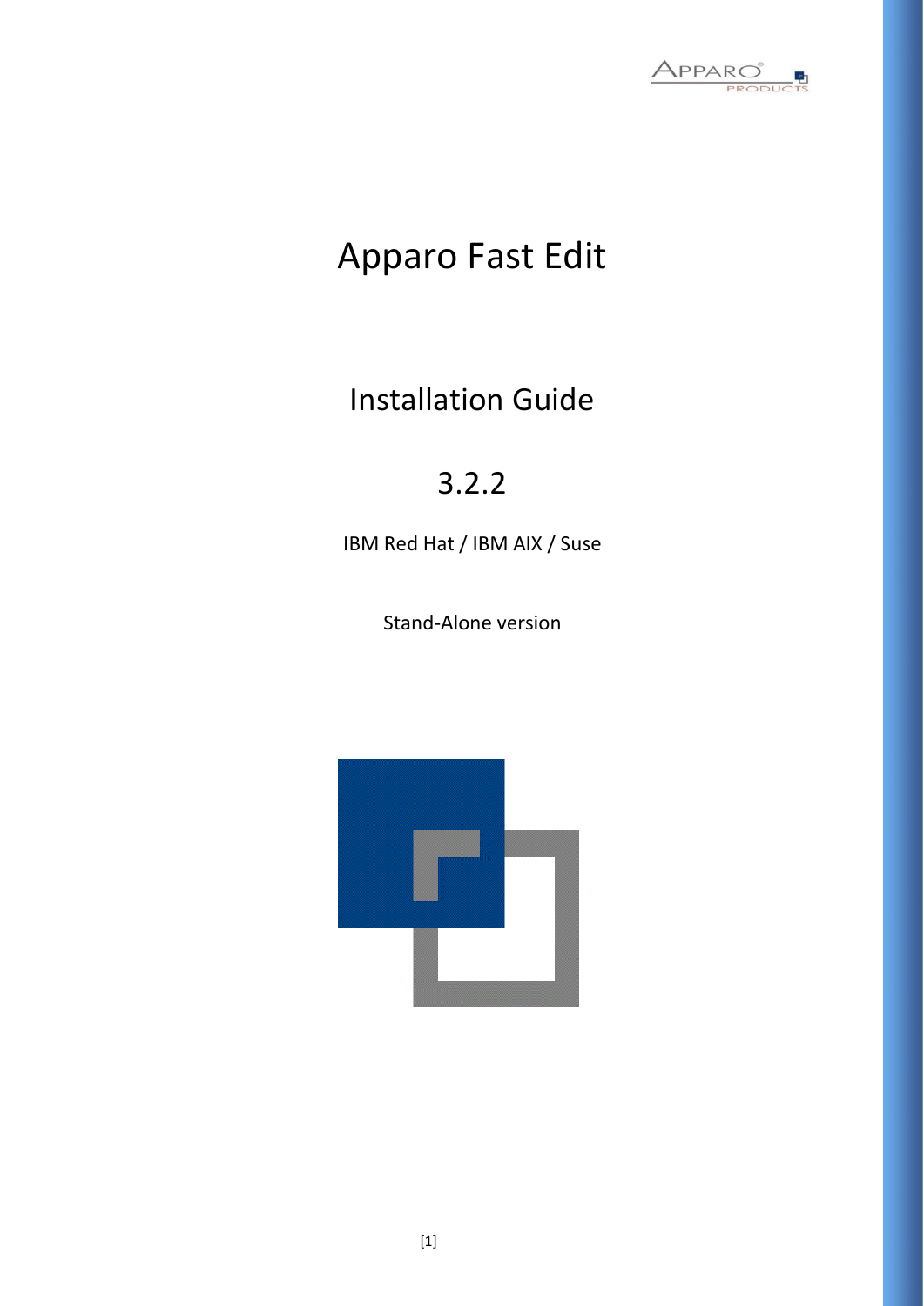# Apparo Fast Edit

## Installation Guide

## 3.2.2

IBM Red Hat / IBM AIX / Suse

Stand-Alone version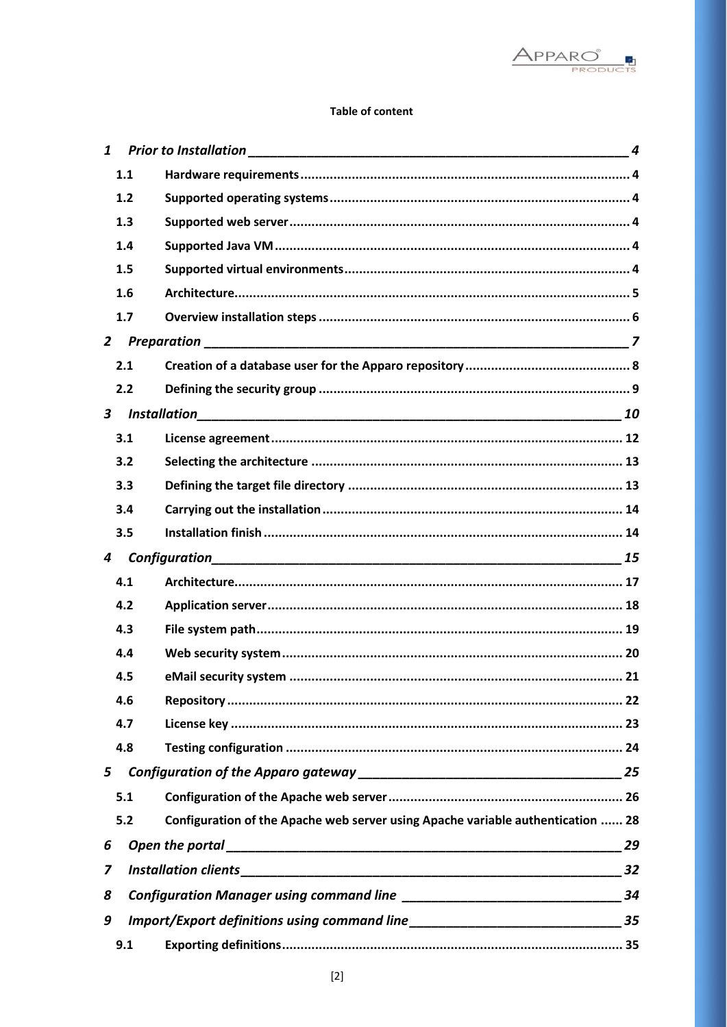**Table of content**

*1 Prior to Installation* ______________________________________________ *4*

- 1.1 Hardware requirements ........................................................................ 4
- 1.2 Supported operating systems ............................................................... 4
- 1.3 Supported web server ........................................................................... 4
- 1.4 Supported Java VM ............................................................................... 4
- 1.5 Supported virtual environments ........................................................... 4
- 1.6 Architecture .......................................................................................... 5
- 1.7 Overview installation steps ................................................................... 6

*2 Preparation* ______________________________________________ *7*

- 2.1 Creation of a database user for the Apparo repository ........................... 8
- 2.2 Defining the security group .................................................................. 9

*3 Installation* ______________________________________________ *10*

- 3.1 License agreement ............................................................................... 12
- 3.2 Selecting the architecture .................................................................... 13
- 3.3 Defining the target file directory .......................................................... 13
- 3.4 Carrying out the installation ................................................................ 14
- 3.5 Installation finish ................................................................................. 14

*4 Configuration* ______________________________________________ *15*

- 4.1 Architecture ......................................................................................... 17
- 4.2 Application server ................................................................................ 18
- 4.3 File system path ................................................................................... 19
- 4.4 Web security system ............................................................................ 20
- 4.5 eMail security system .......................................................................... 21
- 4.6 Repository ........................................................................................... 22
- 4.7 License key .......................................................................................... 23
- 4.8 Testing configuration ........................................................................... 24

*5 Configuration of the Apparo gateway* ______________________________________________ *25*

- 5.1 Configuration of the Apache web server ............................................... 26
- 5.2 Configuration of the Apache web server using Apache variable authentication ...... 28

*6 Open the portal* ______________________________________________ *29*

*7 Installation clients* ______________________________________________ *32*

*8 Configuration Manager using command line* ______________________________________________ *34*

*9 Import/Export definitions using command line* ______________________________________________ *35*

- 9.1 Exporting definitions ............................................................................ 35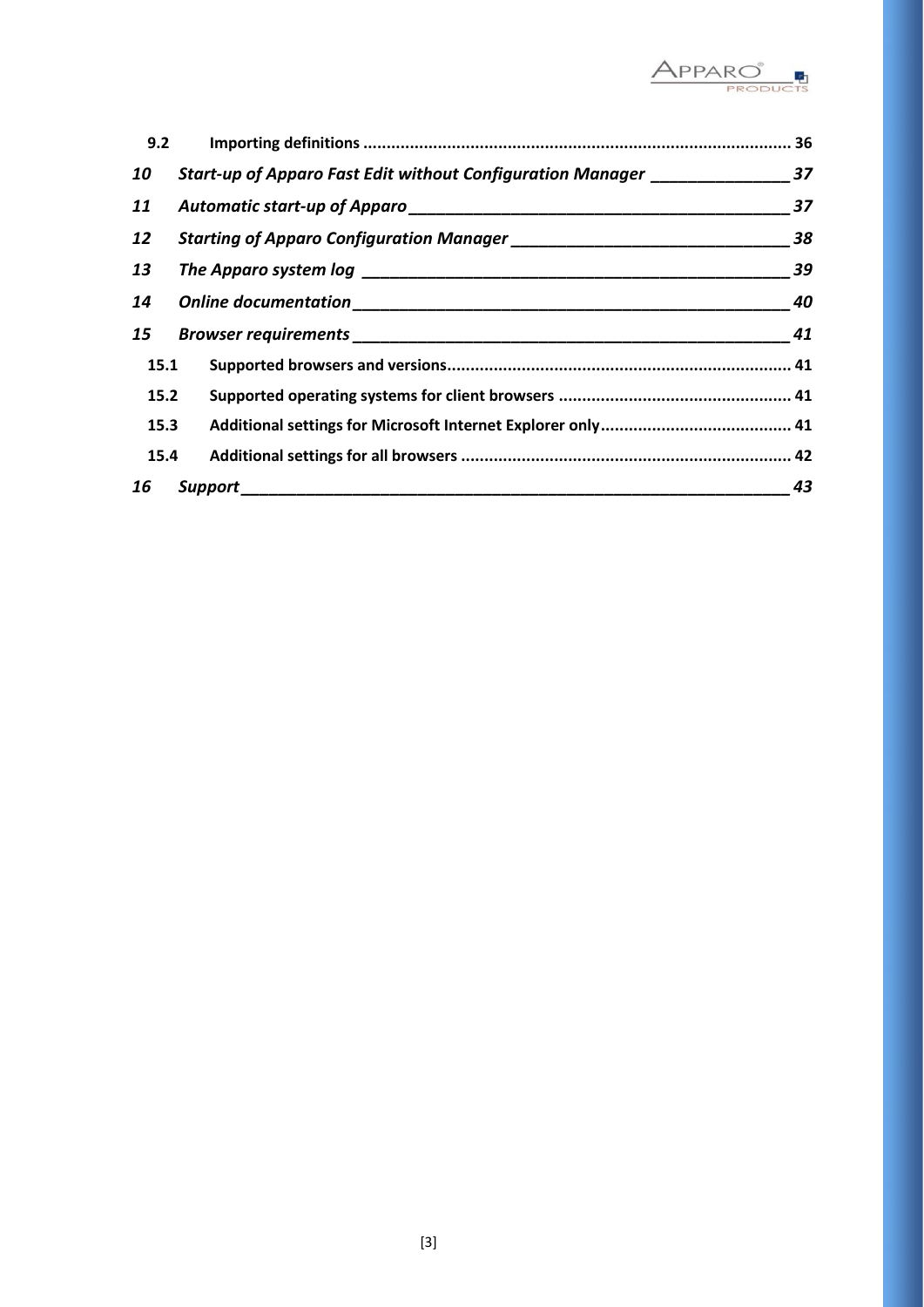| | | |
|---|---|---|
| 9.2 | **Importing definitions** | 36 |
| *10* | ***Start-up of Apparo Fast Edit without Configuration Manager*** | *37* |
| *11* | ***Automatic start-up of Apparo*** | *37* |
| *12* | ***Starting of Apparo Configuration Manager*** | *38* |
| *13* | ***The Apparo system log*** | *39* |
| *14* | ***Online documentation*** | *40* |
| *15* | ***Browser requirements*** | *41* |
| 15.1 | **Supported browsers and versions** | 41 |
| 15.2 | **Supported operating systems for client browsers** | 41 |
| 15.3 | **Additional settings for Microsoft Internet Explorer only** | 41 |
| 15.4 | **Additional settings for all browsers** | 42 |
| *16* | ***Support*** | *43* |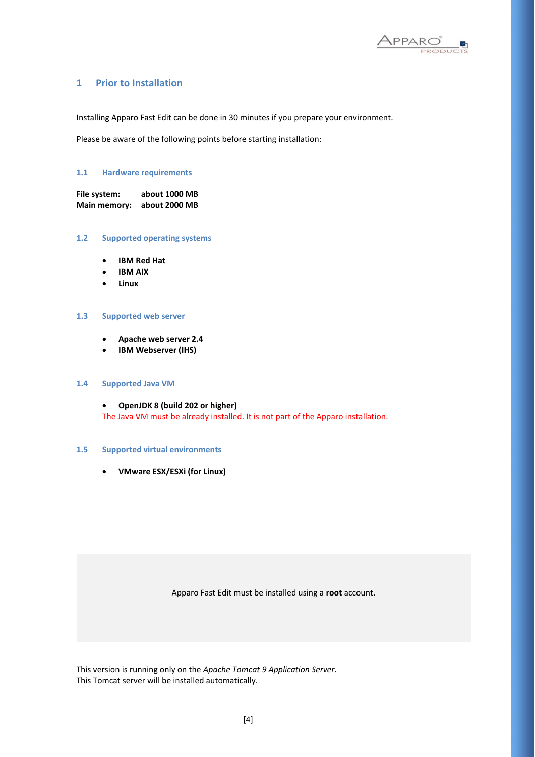# 1 Prior to Installation

Installing Apparo Fast Edit can be done in 30 minutes if you prepare your environment.

Please be aware of the following points before starting installation:

## 1.1 Hardware requirements

**File system:** **about 1000 MB**
**Main memory:** **about 2000 MB**

## 1.2 Supported operating systems

- **IBM Red Hat**
- **IBM AIX**
- **Linux**

## 1.3 Supported web server

- **Apache web server 2.4**
- **IBM Webserver (IHS)**

## 1.4 Supported Java VM

- **OpenJDK 8 (build 202 or higher)**
  The Java VM must be already installed. It is not part of the Apparo installation.

## 1.5 Supported virtual environments

- **VMware ESX/ESXi (for Linux)**

Apparo Fast Edit must be installed using a **root** account.

This version is running only on the *Apache Tomcat 9 Application Server*.
This Tomcat server will be installed automatically.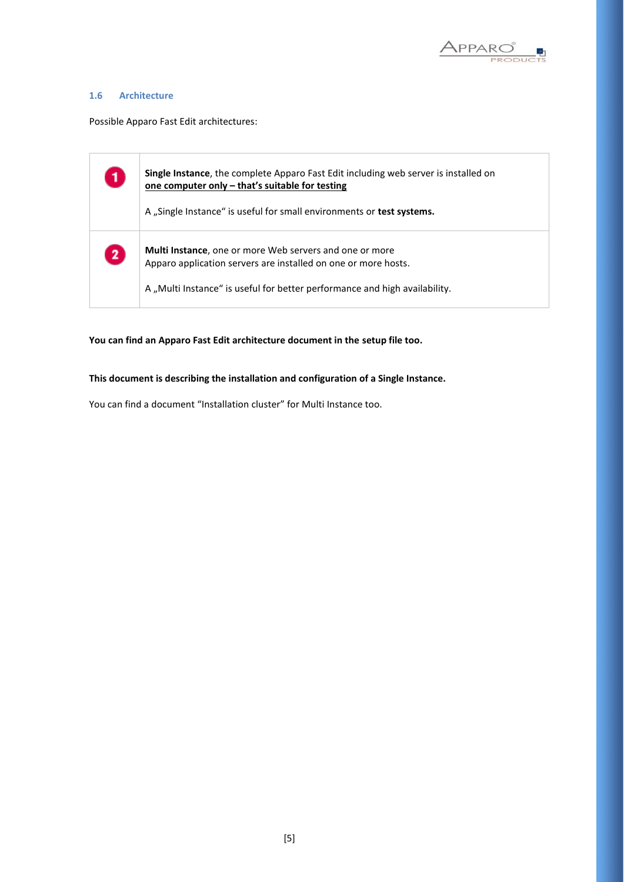## 1.6 Architecture

Possible Apparo Fast Edit architectures:

| | |
|---|---|
| 1 | **Single Instance**, the complete Apparo Fast Edit including web server is installed on **one computer only – that's suitable for testing**<br><br>A „Single Instance“ is useful for small environments or **test systems.** |
| 2 | **Multi Instance**, one or more Web servers and one or more Apparo application servers are installed on one or more hosts.<br><br>A „Multi Instance“ is useful for better performance and high availability. |

**You can find an Apparo Fast Edit architecture document in the setup file too.**

**This document is describing the installation and configuration of a Single Instance.**

You can find a document “Installation cluster” for Multi Instance too.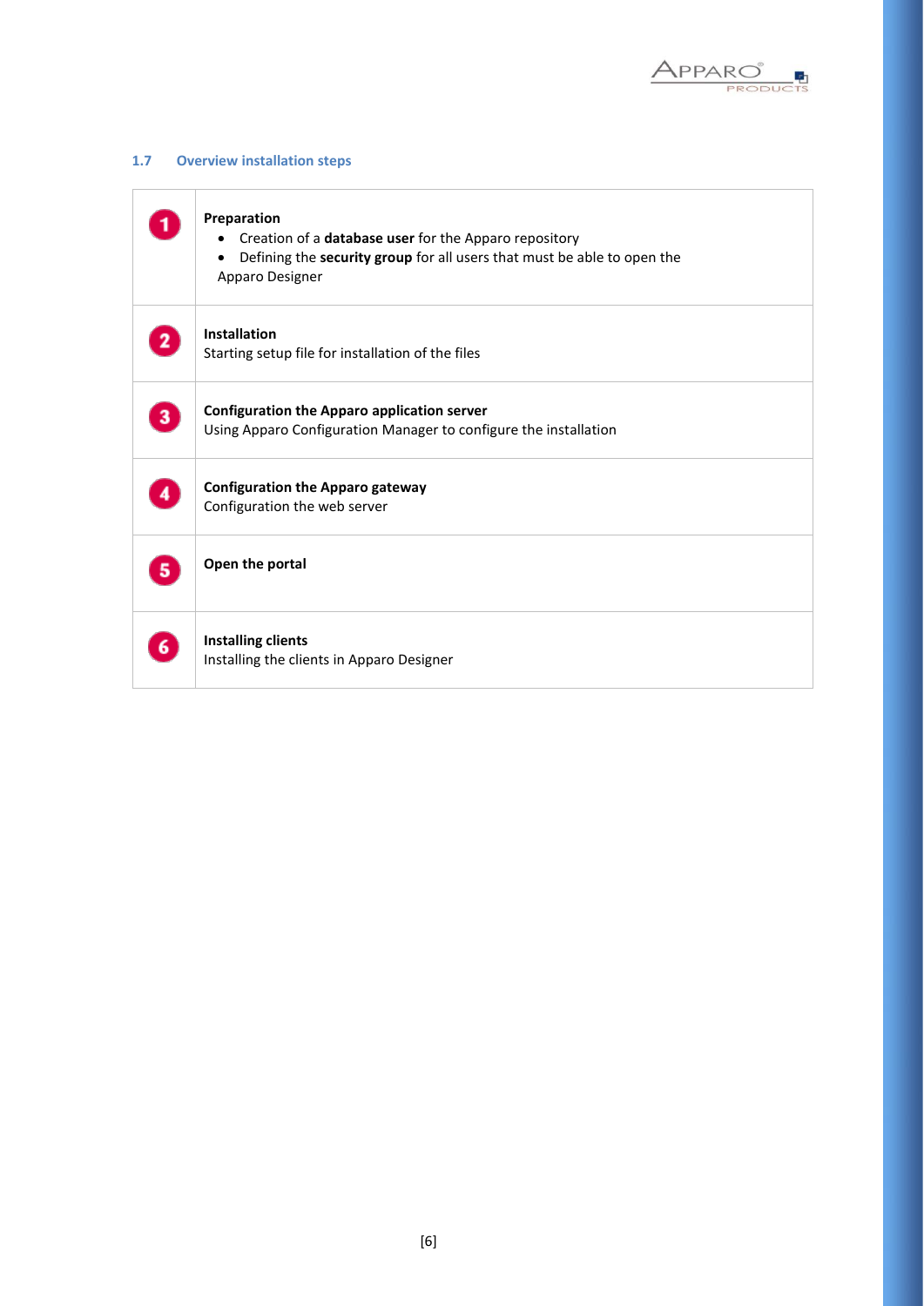### 1.7 Overview installation steps

| | |
|---|---|
| 1 | **Preparation**<br>• Creation of a **database user** for the Apparo repository<br>• Defining the **security group** for all users that must be able to open the Apparo Designer |
| 2 | **Installation**<br>Starting setup file for installation of the files |
| 3 | **Configuration the Apparo application server**<br>Using Apparo Configuration Manager to configure the installation |
| 4 | **Configuration the Apparo gateway**<br>Configuration the web server |
| 5 | **Open the portal** |
| 6 | **Installing clients**<br>Installing the clients in Apparo Designer |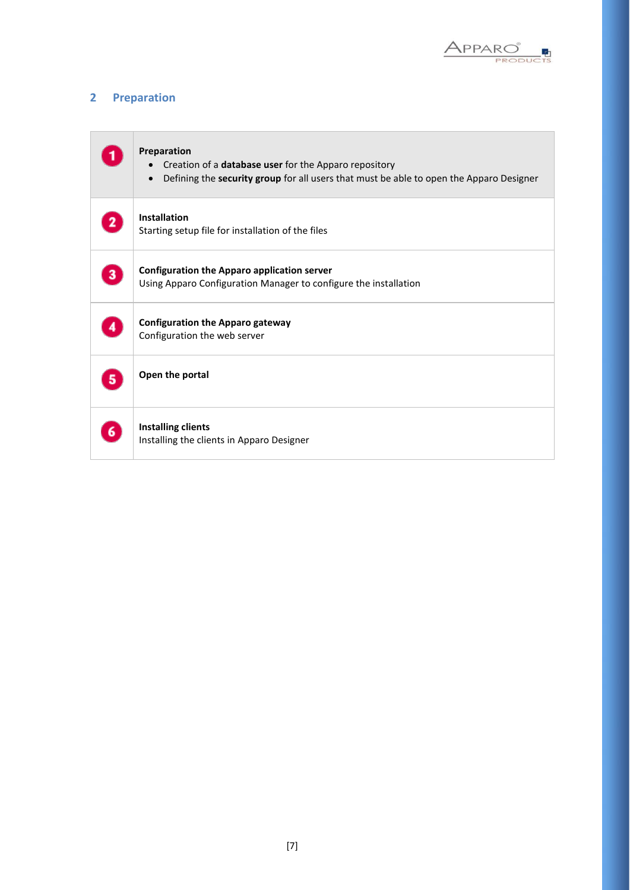## 2 Preparation

| | |
|---|---|
| 1 | **Preparation**<br>• Creation of a **database user** for the Apparo repository<br>• Defining the **security group** for all users that must be able to open the Apparo Designer |
| 2 | **Installation**<br>Starting setup file for installation of the files |
| 3 | **Configuration the Apparo application server**<br>Using Apparo Configuration Manager to configure the installation |
| 4 | **Configuration the Apparo gateway**<br>Configuration the web server |
| 5 | **Open the portal** |
| 6 | **Installing clients**<br>Installing the clients in Apparo Designer |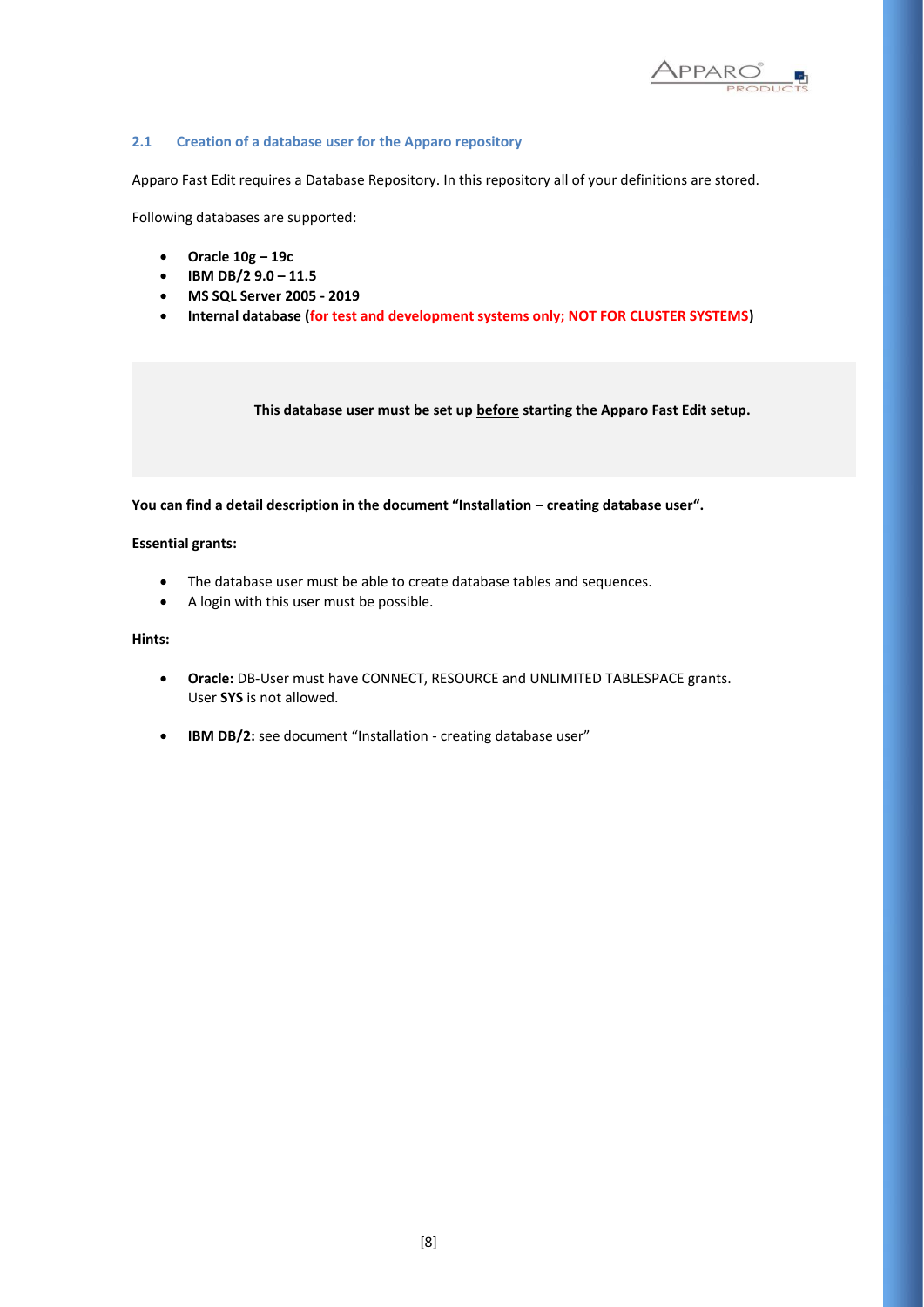## 2.1 Creation of a database user for the Apparo repository

Apparo Fast Edit requires a Database Repository. In this repository all of your definitions are stored.

Following databases are supported:

- **Oracle 10g – 19c**
- **IBM DB/2 9.0 – 11.5**
- **MS SQL Server 2005 - 2019**
- **Internal database (for test and development systems only; NOT FOR CLUSTER SYSTEMS)**

> **This database user must be set up before starting the Apparo Fast Edit setup.**

**You can find a detail description in the document "Installation – creating database user".**

**Essential grants:**

- The database user must be able to create database tables and sequences.
- A login with this user must be possible.

**Hints:**

- **Oracle:** DB-User must have CONNECT, RESOURCE and UNLIMITED TABLESPACE grants. User **SYS** is not allowed.

- **IBM DB/2:** see document "Installation - creating database user"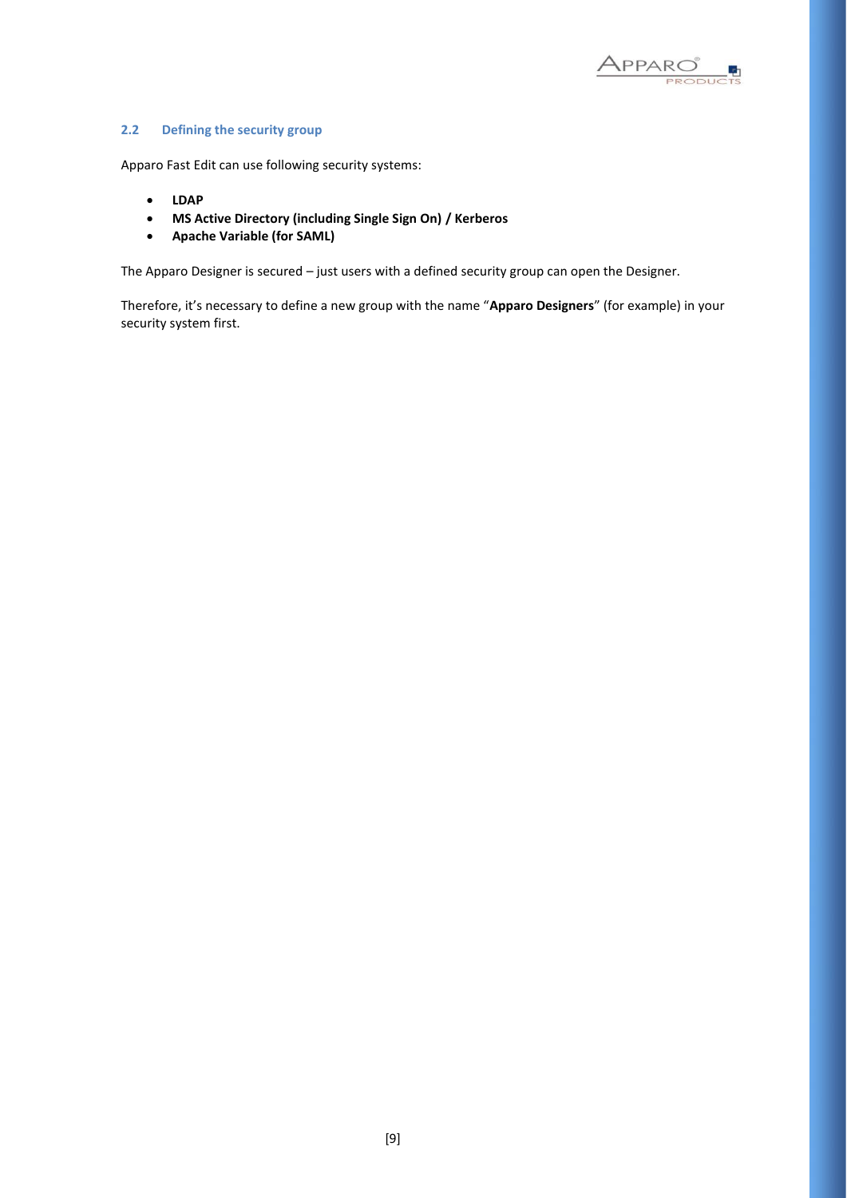## 2.2 Defining the security group

Apparo Fast Edit can use following security systems:

- **LDAP**
- **MS Active Directory (including Single Sign On) / Kerberos**
- **Apache Variable (for SAML)**

The Apparo Designer is secured – just users with a defined security group can open the Designer.

Therefore, it's necessary to define a new group with the name "**Apparo Designers**" (for example) in your security system first.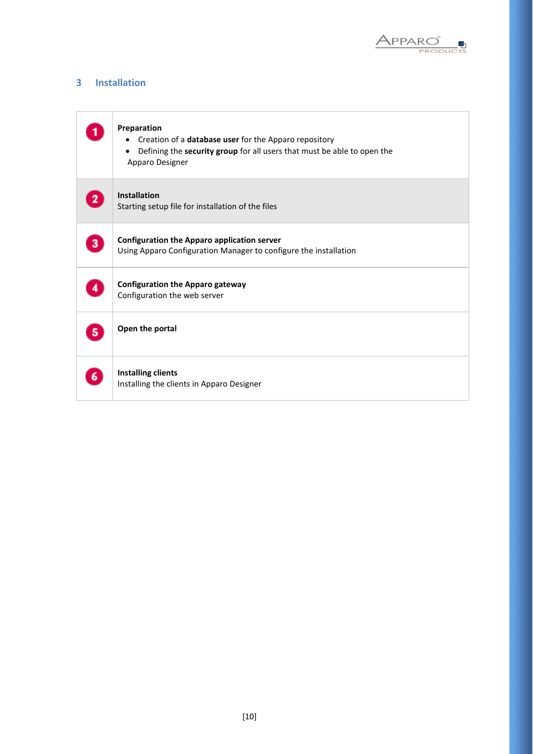# 3 Installation

| | |
|---|---|
| 1 | **Preparation**<br>• Creation of a **database user** for the Apparo repository<br>• Defining the **security group** for all users that must be able to open the Apparo Designer |
| 2 | **Installation**<br>Starting setup file for installation of the files |
| 3 | **Configuration the Apparo application server**<br>Using Apparo Configuration Manager to configure the installation |
| 4 | **Configuration the Apparo gateway**<br>Configuration the web server |
| 5 | **Open the portal** |
| 6 | **Installing clients**<br>Installing the clients in Apparo Designer |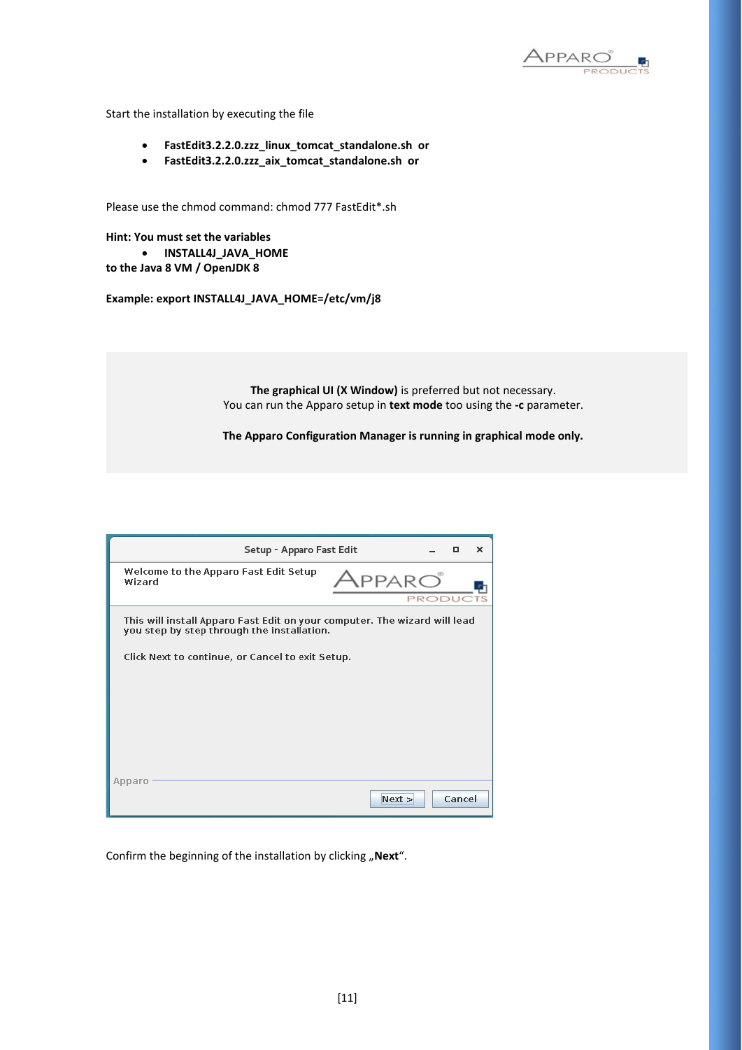Start the installation by executing the file

- **FastEdit3.2.2.0.zzz_linux_tomcat_standalone.sh or**
- **FastEdit3.2.2.0.zzz_aix_tomcat_standalone.sh or**

Please use the chmod command: chmod 777 FastEdit*.sh

**Hint: You must set the variables**

- **INSTALL4J_JAVA_HOME**

**to the Java 8 VM / OpenJDK 8**

**Example: export INSTALL4J_JAVA_HOME=/etc/vm/j8**

**The graphical UI (X Window)** is preferred but not necessary.
You can run the Apparo setup in **text mode** too using the **-c** parameter.

**The Apparo Configuration Manager is running in graphical mode only.**

Setup - Apparo Fast Edit

Welcome to the Apparo Fast Edit Setup Wizard

This will install Apparo Fast Edit on your computer. The wizard will lead you step by step through the installation.

Click Next to continue, or Cancel to exit Setup.

Apparo

Next > Cancel

Confirm the beginning of the installation by clicking „**Next**".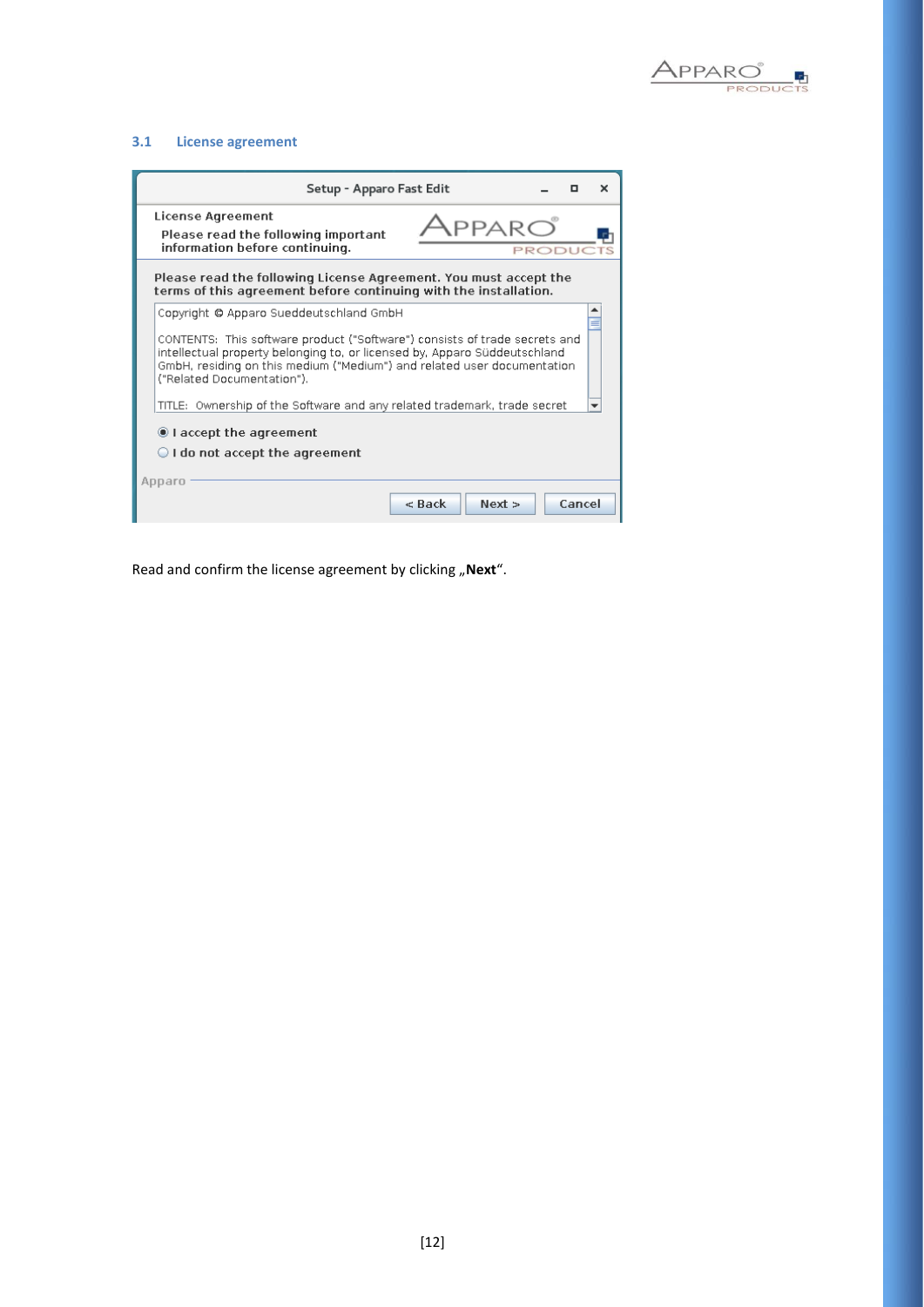### 3.1 License agreement

Read and confirm the license agreement by clicking „**Next**".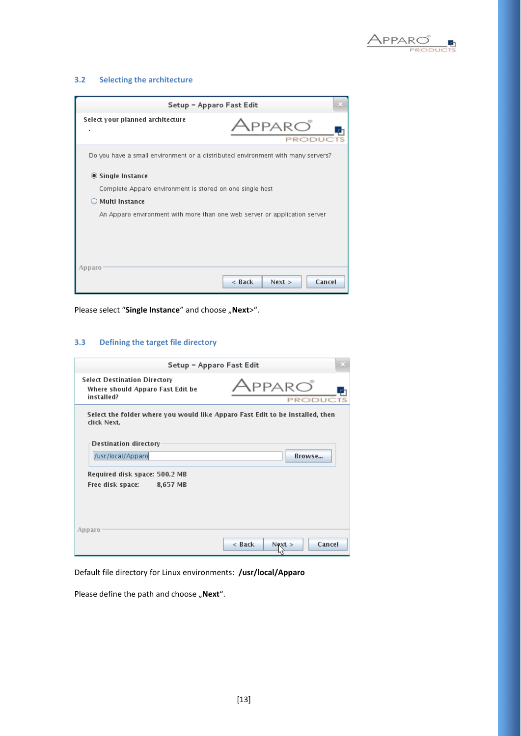### 3.2 Selecting the architecture

Please select "**Single Instance**" and choose „**Next**>".

### 3.3 Defining the target file directory

Default file directory for Linux environments: **/usr/local/Apparo**

Please define the path and choose „**Next**".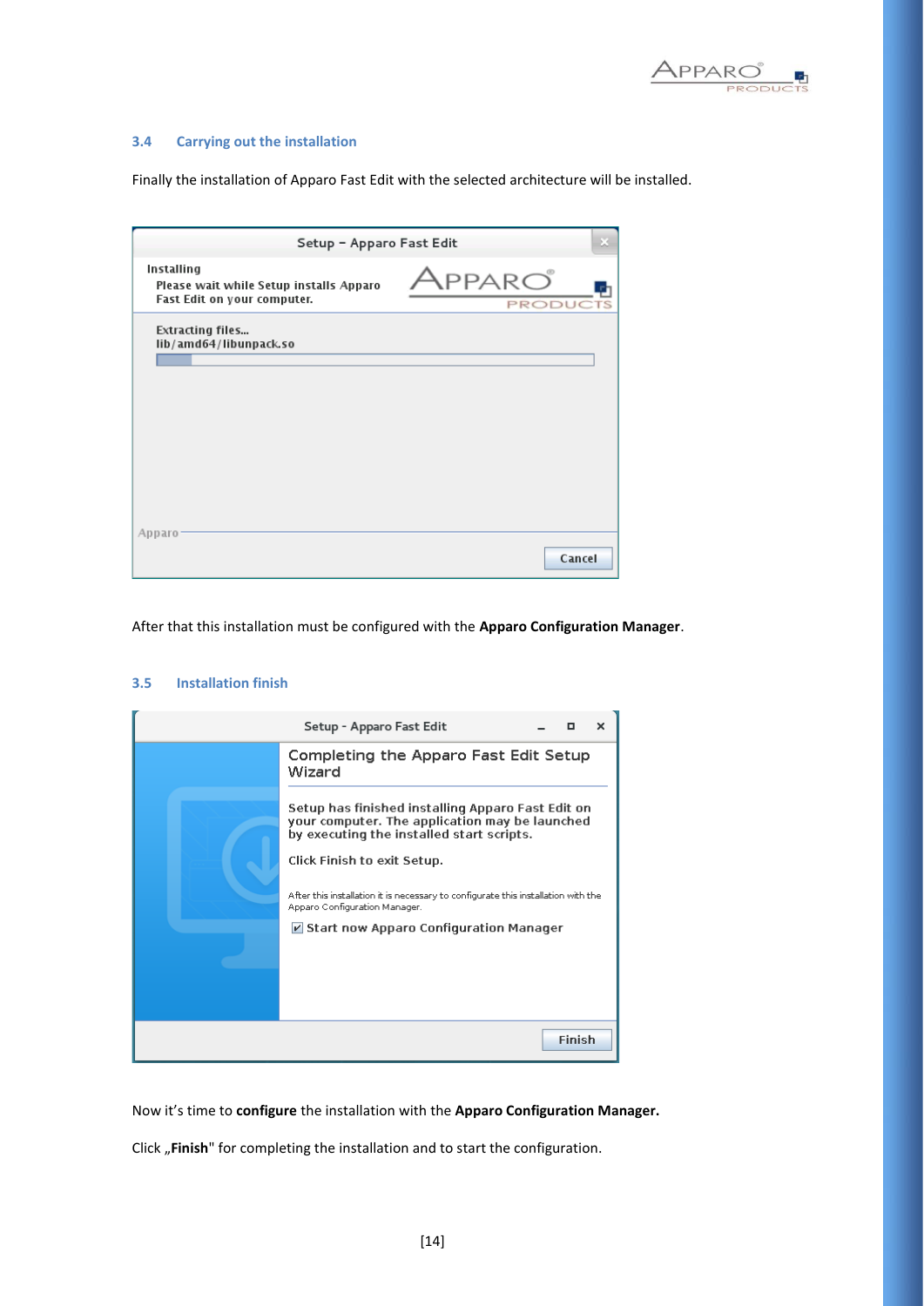### 3.4 Carrying out the installation

Finally the installation of Apparo Fast Edit with the selected architecture will be installed.

After that this installation must be configured with the **Apparo Configuration Manager**.

### 3.5 Installation finish

Now it's time to **configure** the installation with the **Apparo Configuration Manager.**

Click „**Finish**" for completing the installation and to start the configuration.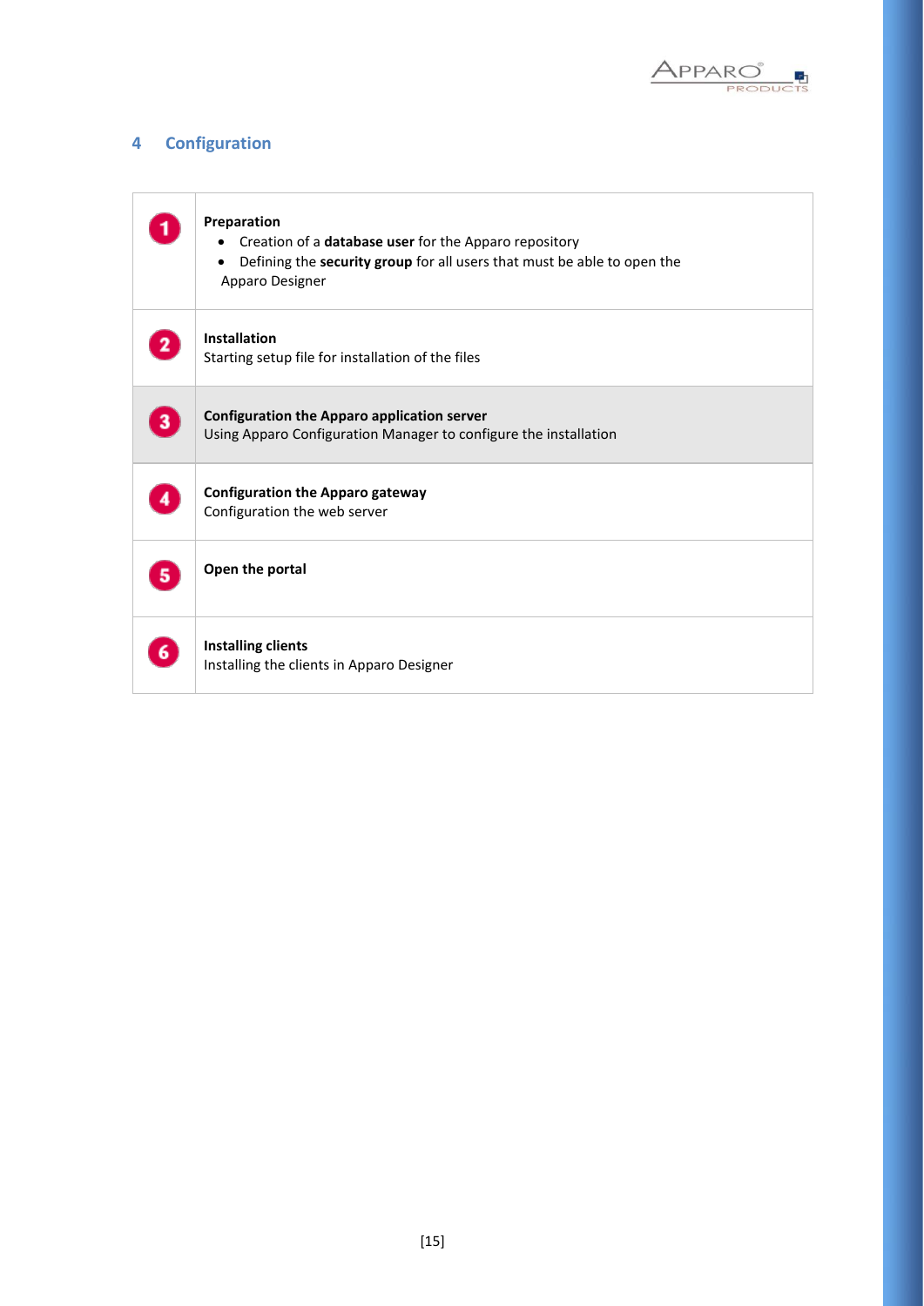# 4 Configuration

| | |
|---|---|
| 1 | **Preparation**<br>• Creation of a **database user** for the Apparo repository<br>• Defining the **security group** for all users that must be able to open the Apparo Designer |
| 2 | **Installation**<br>Starting setup file for installation of the files |
| 3 | **Configuration the Apparo application server**<br>Using Apparo Configuration Manager to configure the installation |
| 4 | **Configuration the Apparo gateway**<br>Configuration the web server |
| 5 | **Open the portal** |
| 6 | **Installing clients**<br>Installing the clients in Apparo Designer |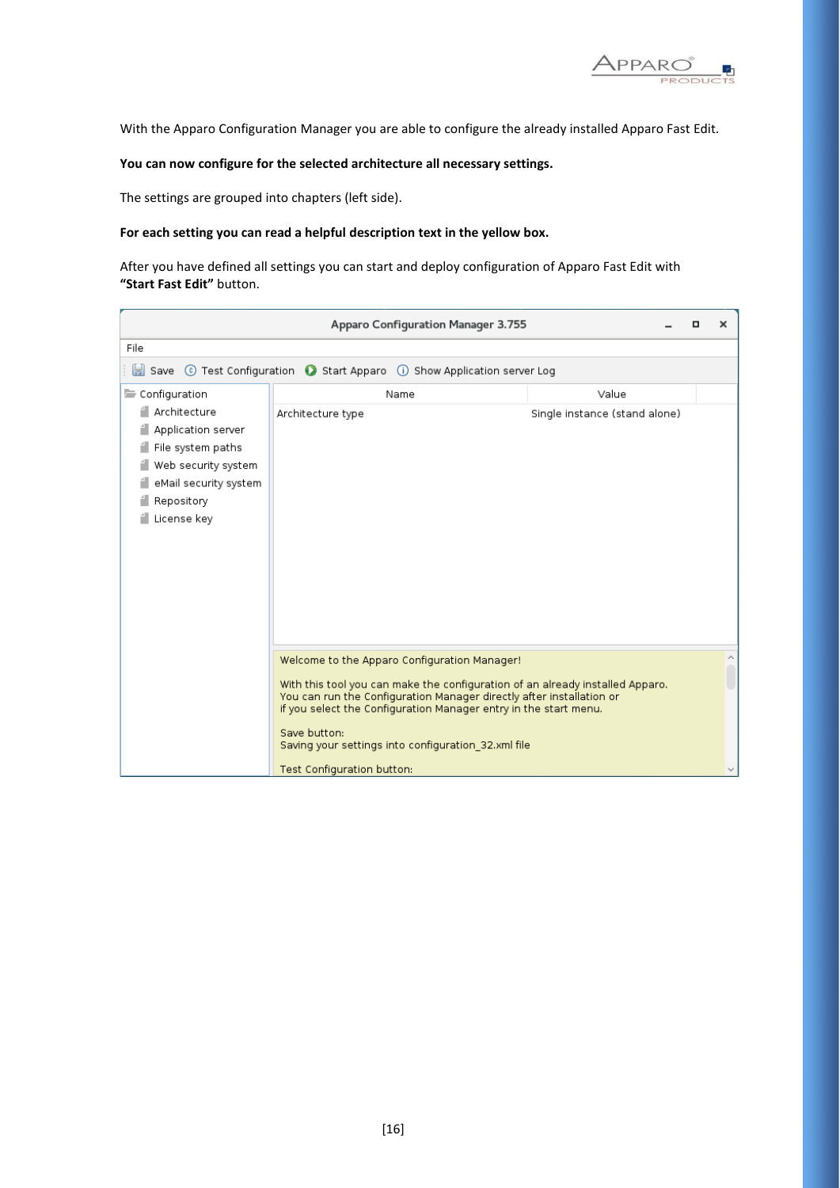With the Apparo Configuration Manager you are able to configure the already installed Apparo Fast Edit.

**You can now configure for the selected architecture all necessary settings.**

The settings are grouped into chapters (left side).

**For each setting you can read a helpful description text in the yellow box.**

After you have defined all settings you can start and deploy configuration of Apparo Fast Edit with **"Start Fast Edit"** button.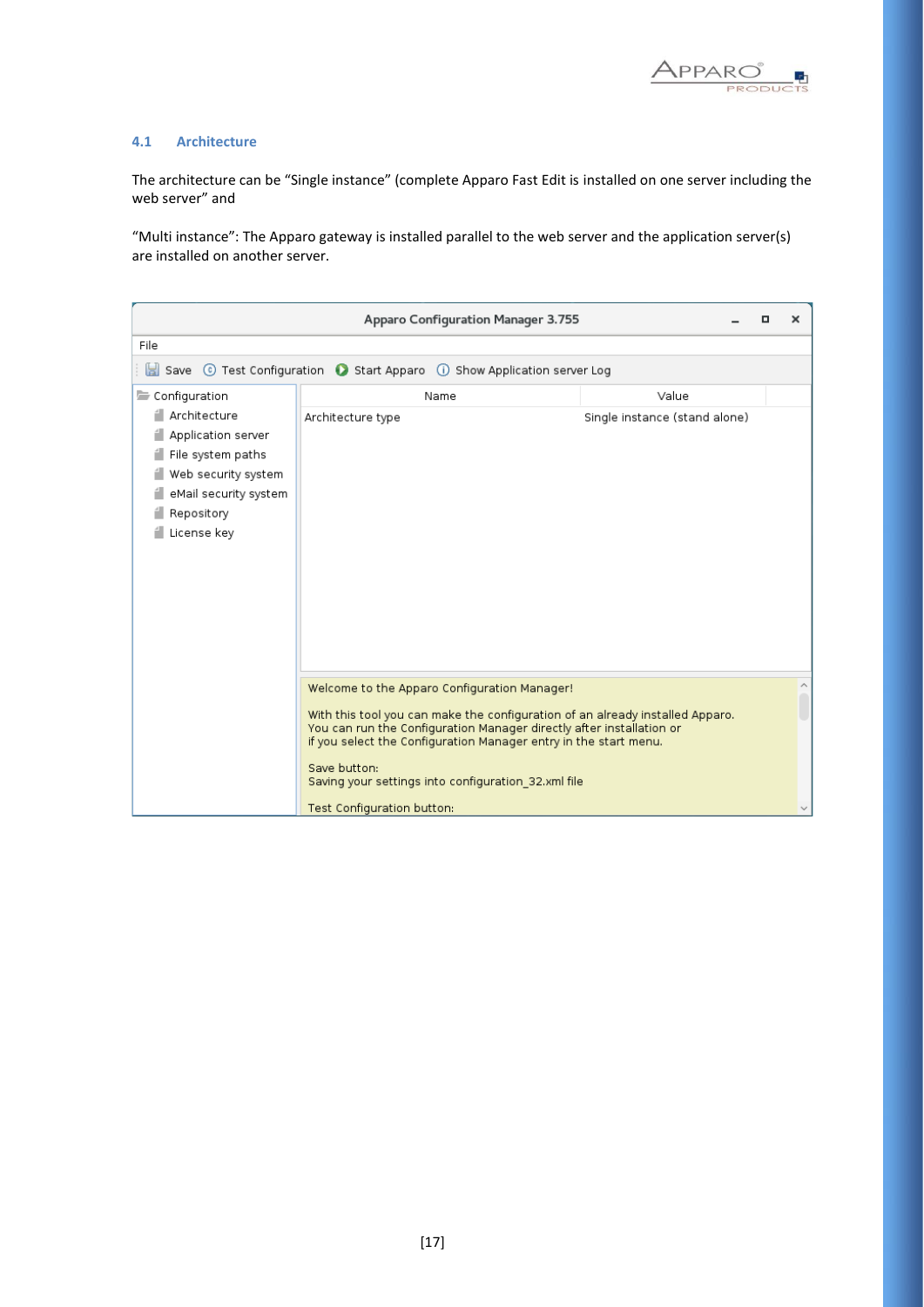### 4.1 Architecture

The architecture can be "Single instance" (complete Apparo Fast Edit is installed on one server including the web server" and

"Multi instance": The Apparo gateway is installed parallel to the web server and the application server(s) are installed on another server.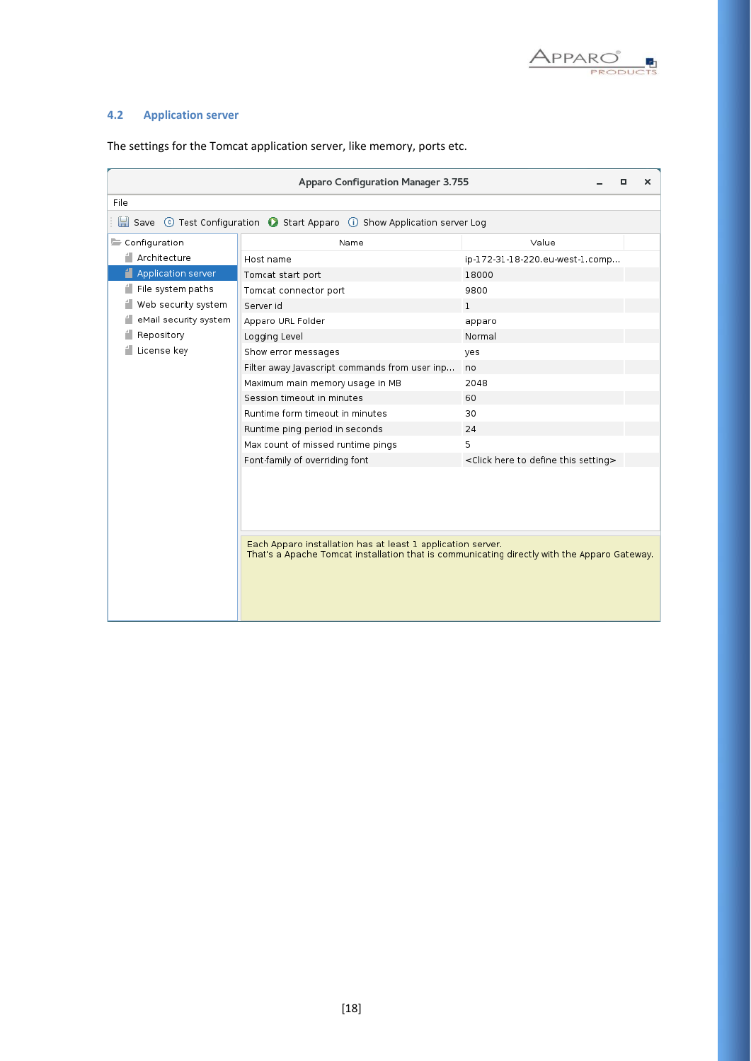## 4.2 Application server

The settings for the Tomcat application server, like memory, ports etc.

Apparo Configuration Manager 3.755

File

Save | Test Configuration | Start Apparo | Show Application server Log

- Configuration
  - Architecture
  - Application server
  - File system paths
  - Web security system
  - eMail security system
  - Repository
  - License key

| Name | Value |
|---|---|
| Host name | ip-172-31-18-220.eu-west-1.comp... |
| Tomcat start port | 18000 |
| Tomcat connector port | 9800 |
| Server id | 1 |
| Apparo URL Folder | apparo |
| Logging Level | Normal |
| Show error messages | yes |
| Filter away Javascript commands from user inp... | no |
| Maximum main memory usage in MB | 2048 |
| Session timeout in minutes | 60 |
| Runtime form timeout in minutes | 30 |
| Runtime ping period in seconds | 24 |
| Max count of missed runtime pings | 5 |
| Font-family of overriding font | <Click here to define this setting> |

Each Apparo installation has at least 1 application server.
That's a Apache Tomcat installation that is communicating directly with the Apparo Gateway.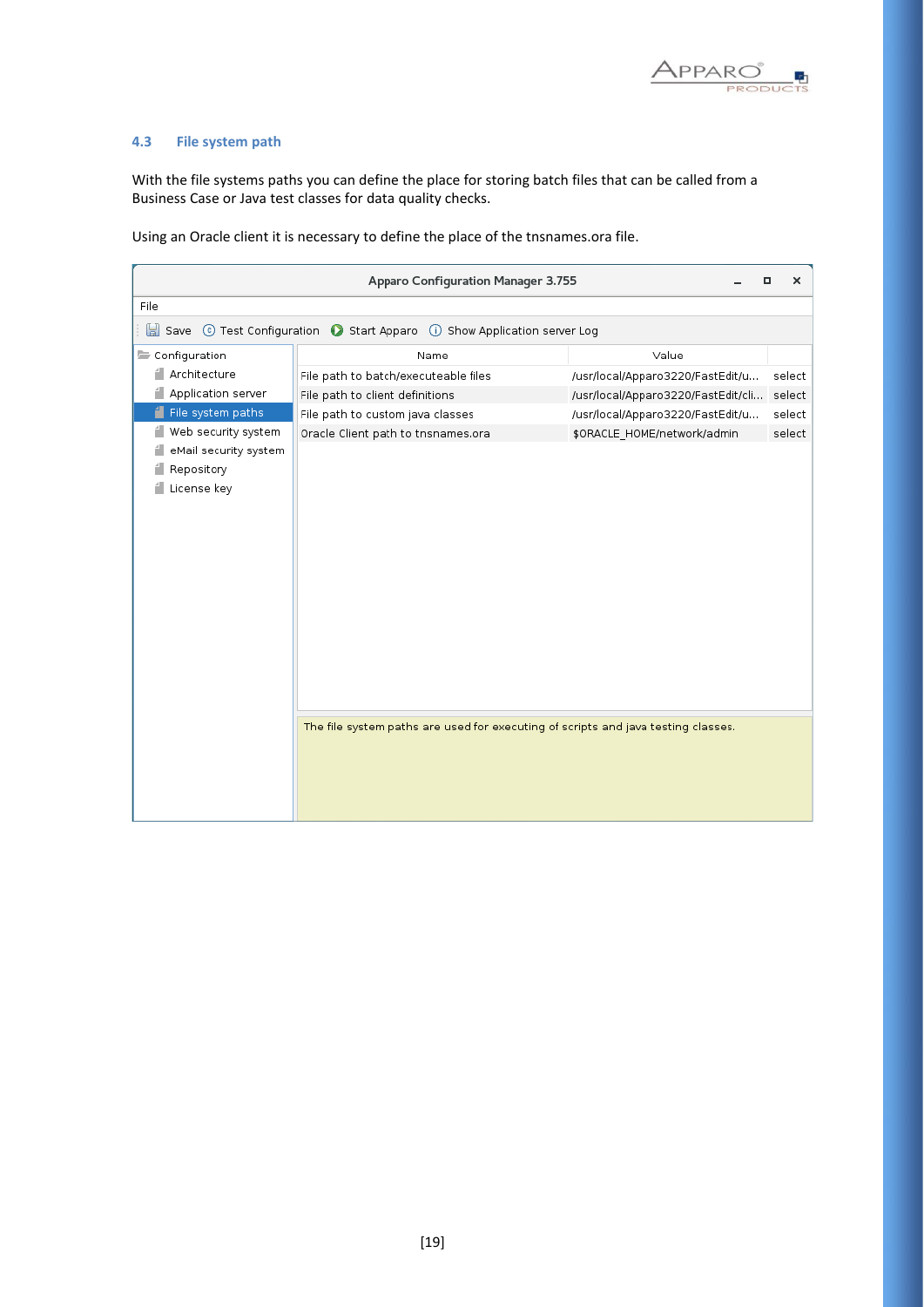## 4.3 File system path

With the file systems paths you can define the place for storing batch files that can be called from a Business Case or Java test classes for data quality checks.

Using an Oracle client it is necessary to define the place of the tnsnames.ora file.

Apparo Configuration Manager 3.755

File

Save | Test Configuration | Start Apparo | Show Application server Log

- Configuration
  - Architecture
  - Application server
  - File system paths
  - Web security system
  - eMail security system
  - Repository
  - License key

| Name | Value | |
|---|---|---|
| File path to batch/executeable files | /usr/local/Apparo3220/FastEdit/u... | select |
| File path to client definitions | /usr/local/Apparo3220/FastEdit/cli... | select |
| File path to custom java classes | /usr/local/Apparo3220/FastEdit/u... | select |
| Oracle Client path to tnsnames.ora | $ORACLE_HOME/network/admin | select |

The file system paths are used for executing of scripts and java testing classes.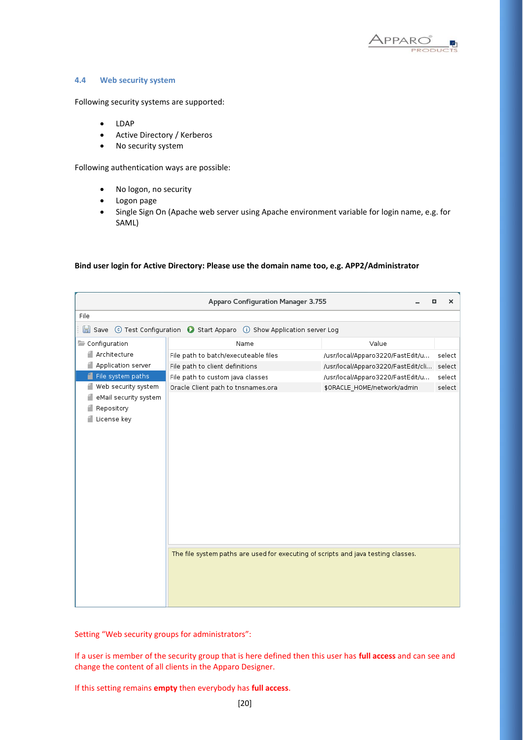### 4.4 Web security system

Following security systems are supported:

- LDAP
- Active Directory / Kerberos
- No security system

Following authentication ways are possible:

- No logon, no security
- Logon page
- Single Sign On (Apache web server using Apache environment variable for login name, e.g. for SAML)

**Bind user login for Active Directory: Please use the domain name too, e.g. APP2/Administrator**

Apparo Configuration Manager 3.755

File

Save | Test Configuration | Start Apparo | Show Application server Log

- Configuration
  - Architecture
  - Application server
  - File system paths
  - Web security system
  - eMail security system
  - Repository
  - License key

| Name | Value | |
|---|---|---|
| File path to batch/executeable files | /usr/local/Apparo3220/FastEdit/u... | select |
| File path to client definitions | /usr/local/Apparo3220/FastEdit/cli... | select |
| File path to custom java classes | /usr/local/Apparo3220/FastEdit/u... | select |
| Oracle Client path to tnsnames.ora | $ORACLE_HOME/network/admin | select |

The file system paths are used for executing of scripts and java testing classes.

Setting “Web security groups for administrators”:

If a user is member of the security group that is here defined then this user has **full access** and can see and change the content of all clients in the Apparo Designer.

If this setting remains **empty** then everybody has **full access**.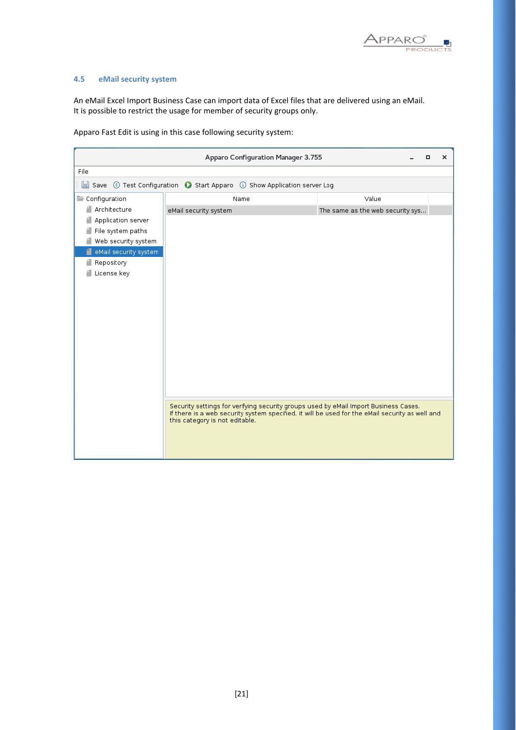## 4.5 eMail security system

An eMail Excel Import Business Case can import data of Excel files that are delivered using an eMail. It is possible to restrict the usage for member of security groups only.

Apparo Fast Edit is using in this case following security system:

Apparo Configuration Manager 3.755

File

Save | Test Configuration | Start Apparo | Show Application server Log

- Configuration
  - Architecture
  - Application server
  - File system paths
  - Web security system
  - eMail security system
  - Repository
  - License key

| Name | Value |
| --- | --- |
| eMail security system | The same as the web security sys... |

Security settings for verfying security groups used by eMail Import Business Cases.
If there is a web security system specified, it will be used for the eMail security as well and this category is not editable.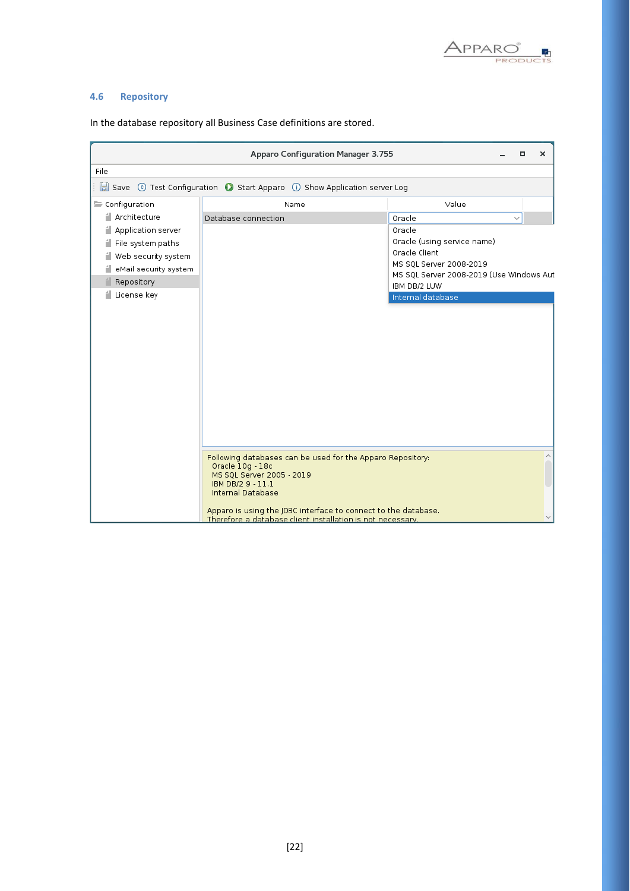## 4.6 Repository

In the database repository all Business Case definitions are stored.

Apparo Configuration Manager 3.755

File

Save | Test Configuration | Start Apparo | Show Application server Log

- Configuration
  - Architecture
  - Application server
  - File system paths
  - Web security system
  - eMail security system
  - Repository
  - License key

| Name | Value |
| --- | --- |
| Database connection | Oracle |

Oracle
Oracle (using service name)
Oracle Client
MS SQL Server 2008-2019
MS SQL Server 2008-2019 (Use Windows Aut
IBM DB/2 LUW
Internal database

Following databases can be used for the Apparo Repository:
Oracle 10g - 18c
MS SQL Server 2005 - 2019
IBM DB/2 9 - 11.1
Internal Database

Apparo is using the JDBC interface to connect to the database.
Therefore a database client installation is not necessary.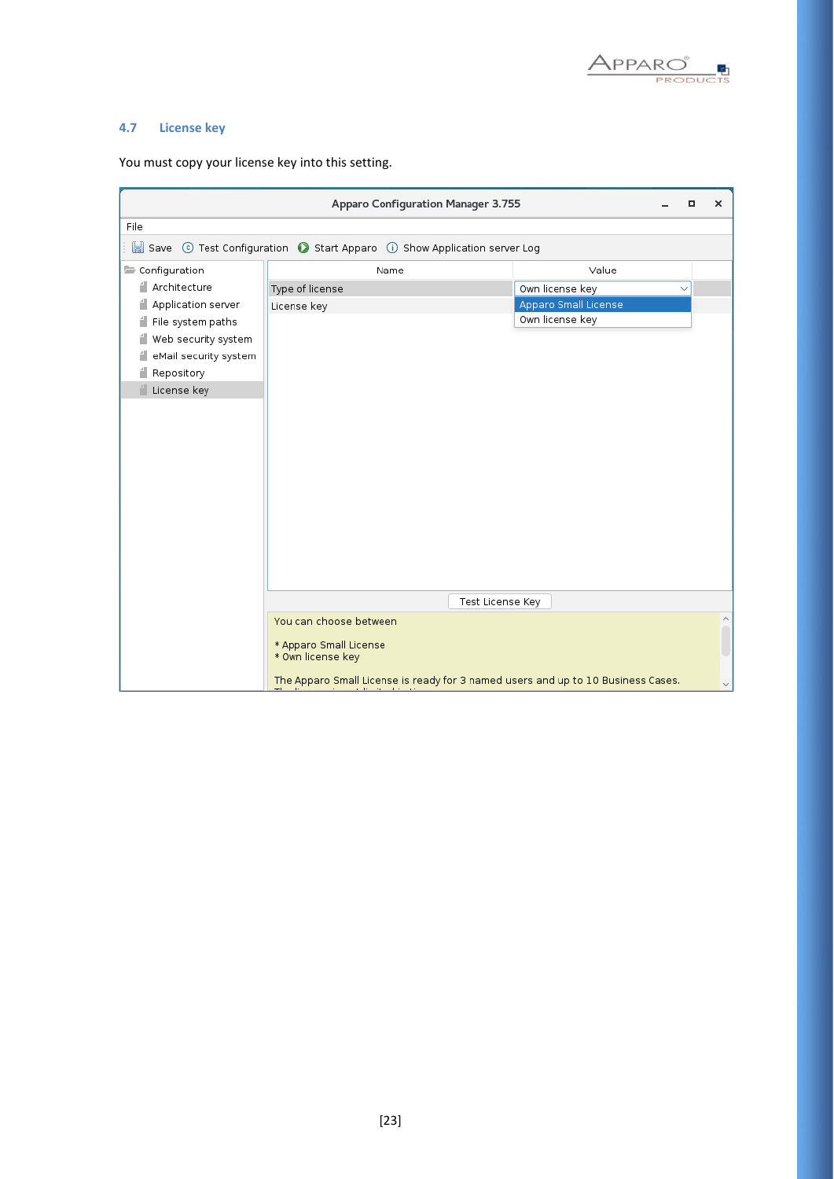## 4.7 License key

You must copy your license key into this setting.

Apparo Configuration Manager 3.755

File

Save | Test Configuration | Start Apparo | Show Application server Log

- Configuration
  - Architecture
  - Application server
  - File system paths
  - Web security system
  - eMail security system
  - Repository
  - License key

| Name | Value |
|---|---|
| Type of license | Own license key |
| License key | |

Apparo Small License
Own license key

Test License Key

You can choose between

* Apparo Small License
* Own license key

The Apparo Small License is ready for 3 named users and up to 10 Business Cases.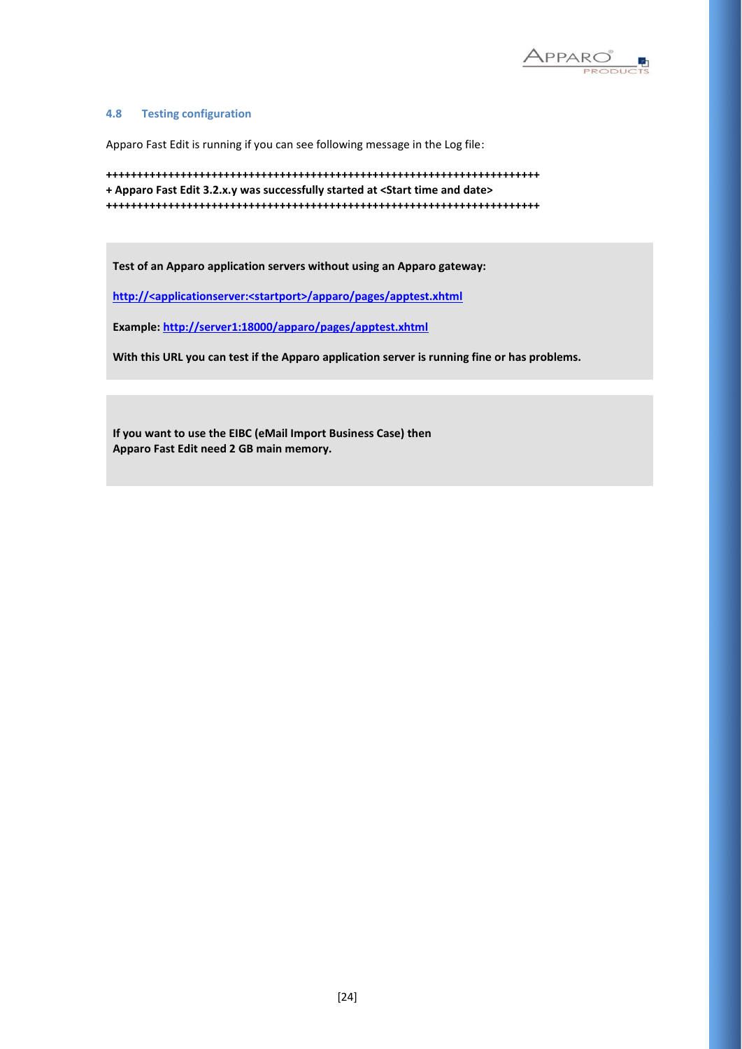### 4.8 Testing configuration

Apparo Fast Edit is running if you can see following message in the Log file:

```
++++++++++++++++++++++++++++++++++++++++++++++++++++++++++++++++++++++++
+ Apparo Fast Edit 3.2.x.y was successfully started at <Start time and date>
++++++++++++++++++++++++++++++++++++++++++++++++++++++++++++++++++++++++
```

**Test of an Apparo application servers without using an Apparo gateway:**

**http://<applicationserver:<startport>/apparo/pages/apptest.xhtml**

**Example: http://server1:18000/apparo/pages/apptest.xhtml**

**With this URL you can test if the Apparo application server is running fine or has problems.**

**If you want to use the EIBC (eMail Import Business Case) then Apparo Fast Edit need 2 GB main memory.**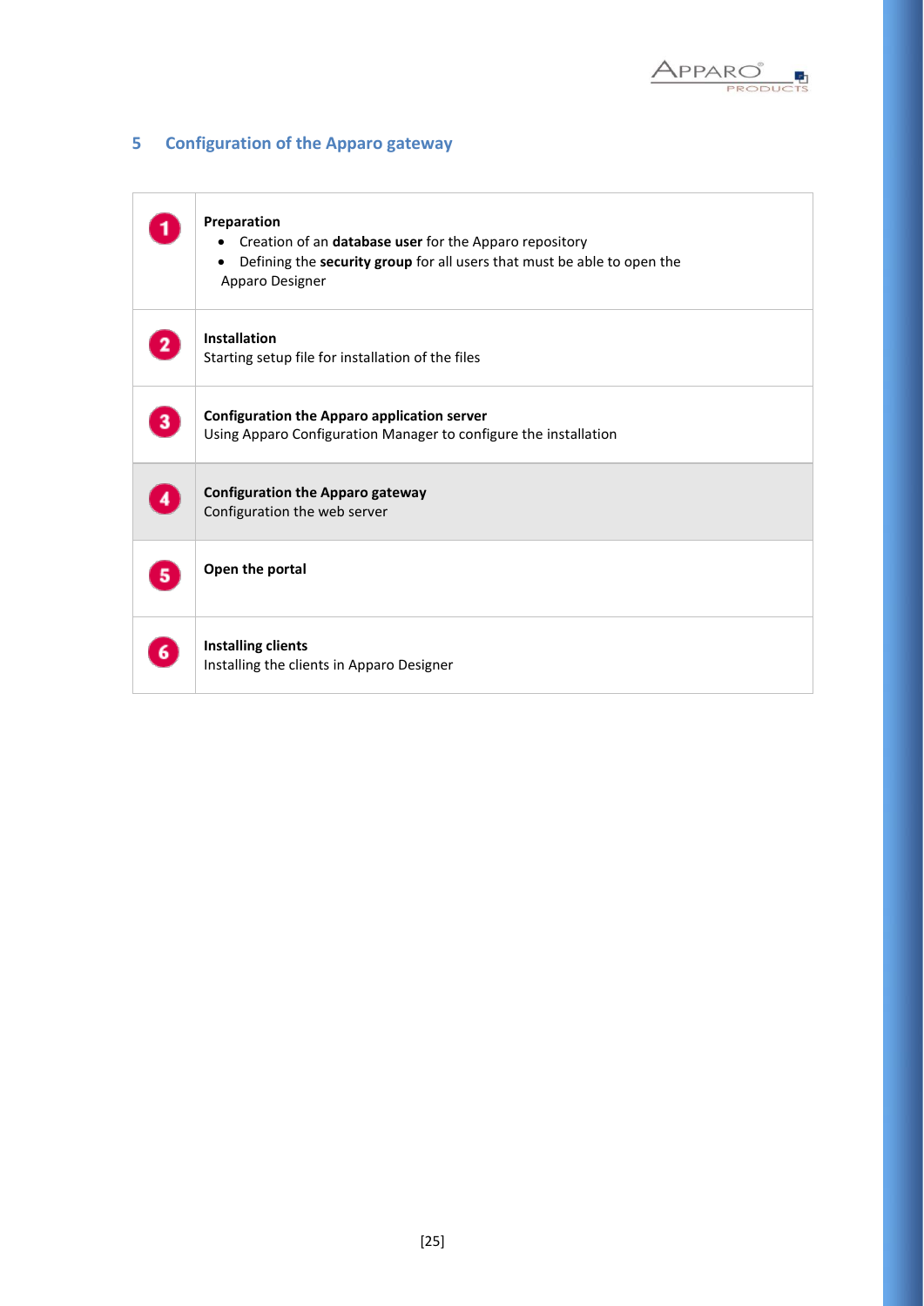# 5 Configuration of the Apparo gateway

| | |
|---|---|
| 1 | **Preparation**<br>• Creation of an **database user** for the Apparo repository<br>• Defining the **security group** for all users that must be able to open the Apparo Designer |
| 2 | **Installation**<br>Starting setup file for installation of the files |
| 3 | **Configuration the Apparo application server**<br>Using Apparo Configuration Manager to configure the installation |
| 4 | **Configuration the Apparo gateway**<br>Configuration the web server |
| 5 | **Open the portal** |
| 6 | **Installing clients**<br>Installing the clients in Apparo Designer |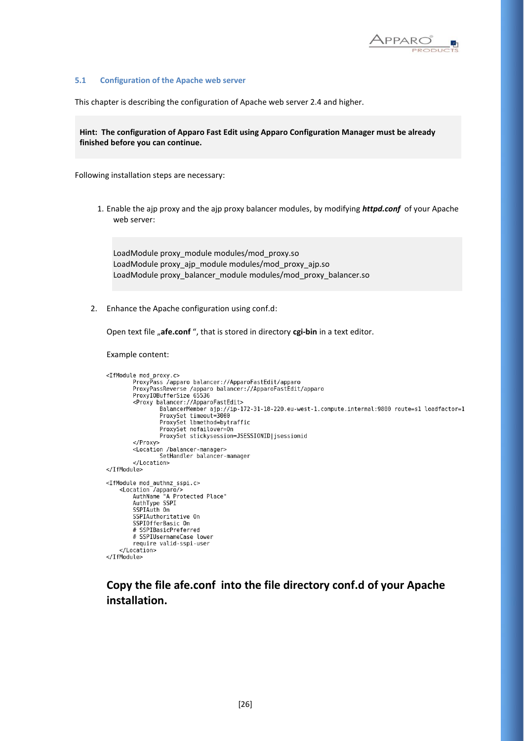### 5.1 Configuration of the Apache web server

This chapter is describing the configuration of Apache web server 2.4 and higher.

**Hint: The configuration of Apparo Fast Edit using Apparo Configuration Manager must be already finished before you can continue.**

Following installation steps are necessary:

1. Enable the ajp proxy and the ajp proxy balancer modules, by modifying ***httpd.conf*** of your Apache web server:

   ```
   LoadModule proxy_module modules/mod_proxy.so
   LoadModule proxy_ajp_module modules/mod_proxy_ajp.so
   LoadModule proxy_balancer_module modules/mod_proxy_balancer.so
   ```

2. Enhance the Apache configuration using conf.d:

   Open text file „**afe.conf** ", that is stored in directory **cgi-bin** in a text editor.

   Example content:

   ```
   <IfModule mod_proxy.c>
           ProxyPass /apparo balancer://ApparoFastEdit/apparo
           ProxyPassReverse /apparo balancer://ApparoFastEdit/apparo
           ProxyIOBufferSize 65536
           <Proxy balancer://ApparoFastEdit>
                   BalancerMember ajp://ip-172-31-18-220.eu-west-1.compute.internal:9800 route=s1 loadfactor=1
                   ProxySet timeout=3000
                   ProxySet lbmethod=bytraffic
                   ProxySet nofailover=On
                   ProxySet stickysession=JSESSIONID|jsessionid
           </Proxy>
           <Location /balancer-manager>
                   SetHandler balancer-manager
           </Location>
   </IfModule>

   <IfModule mod_authnz_sspi.c>
       <Location /apparo/>
           AuthName "A Protected Place"
           AuthType SSPI
           SSPIAuth On
           SSPIAuthoritative On
           SSPIOfferBasic On
           # SSPIBasicPreferred
           # SSPIUsernameCase lower
           require valid-sspi-user
       </Location>
   </IfModule>
   ```

   **Copy the file afe.conf into the file directory conf.d of your Apache installation.**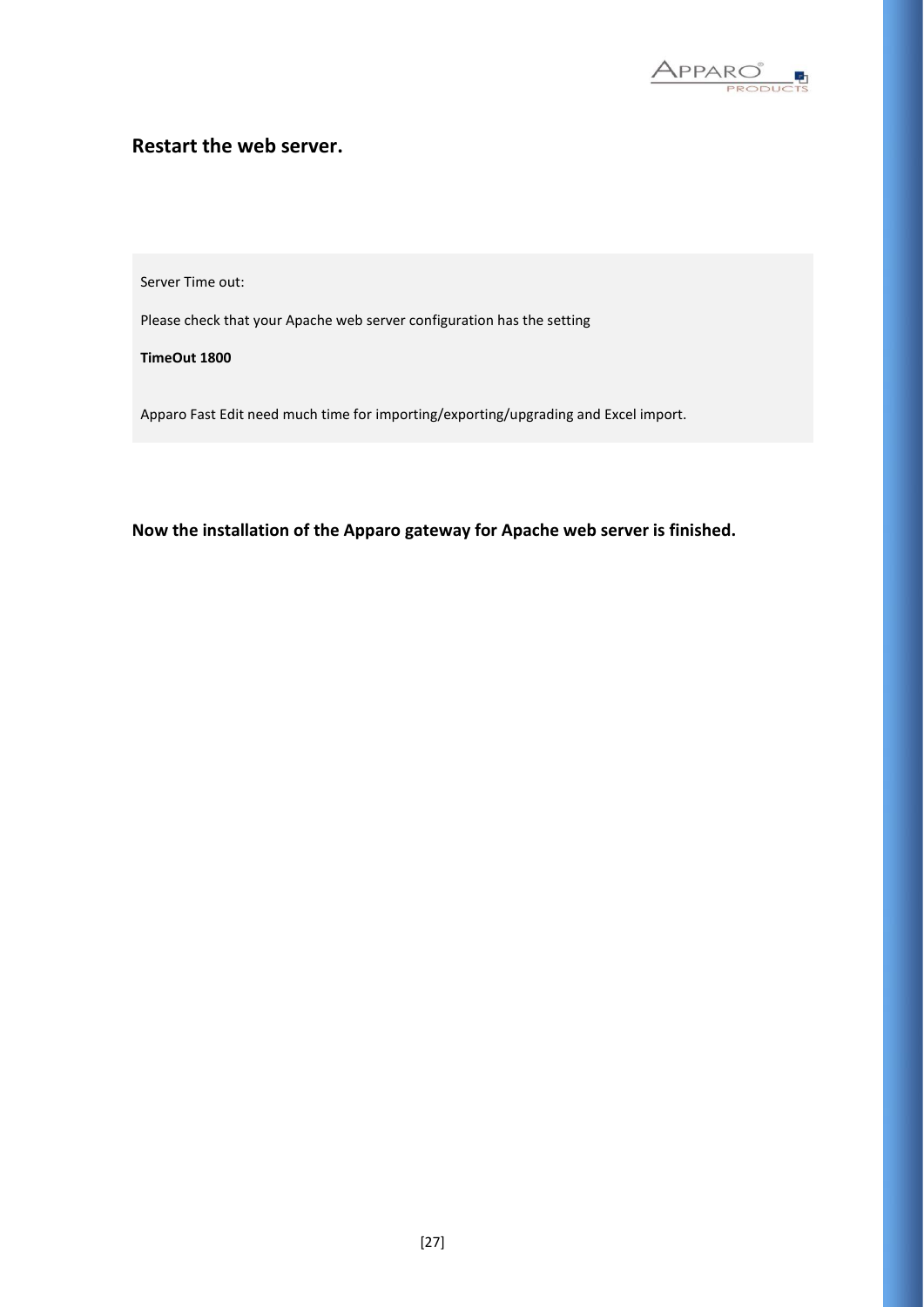**Restart the web server.**

> Server Time out:
>
> Please check that your Apache web server configuration has the setting
>
> **TimeOut 1800**
>
> Apparo Fast Edit need much time for importing/exporting/upgrading and Excel import.

**Now the installation of the Apparo gateway for Apache web server is finished.**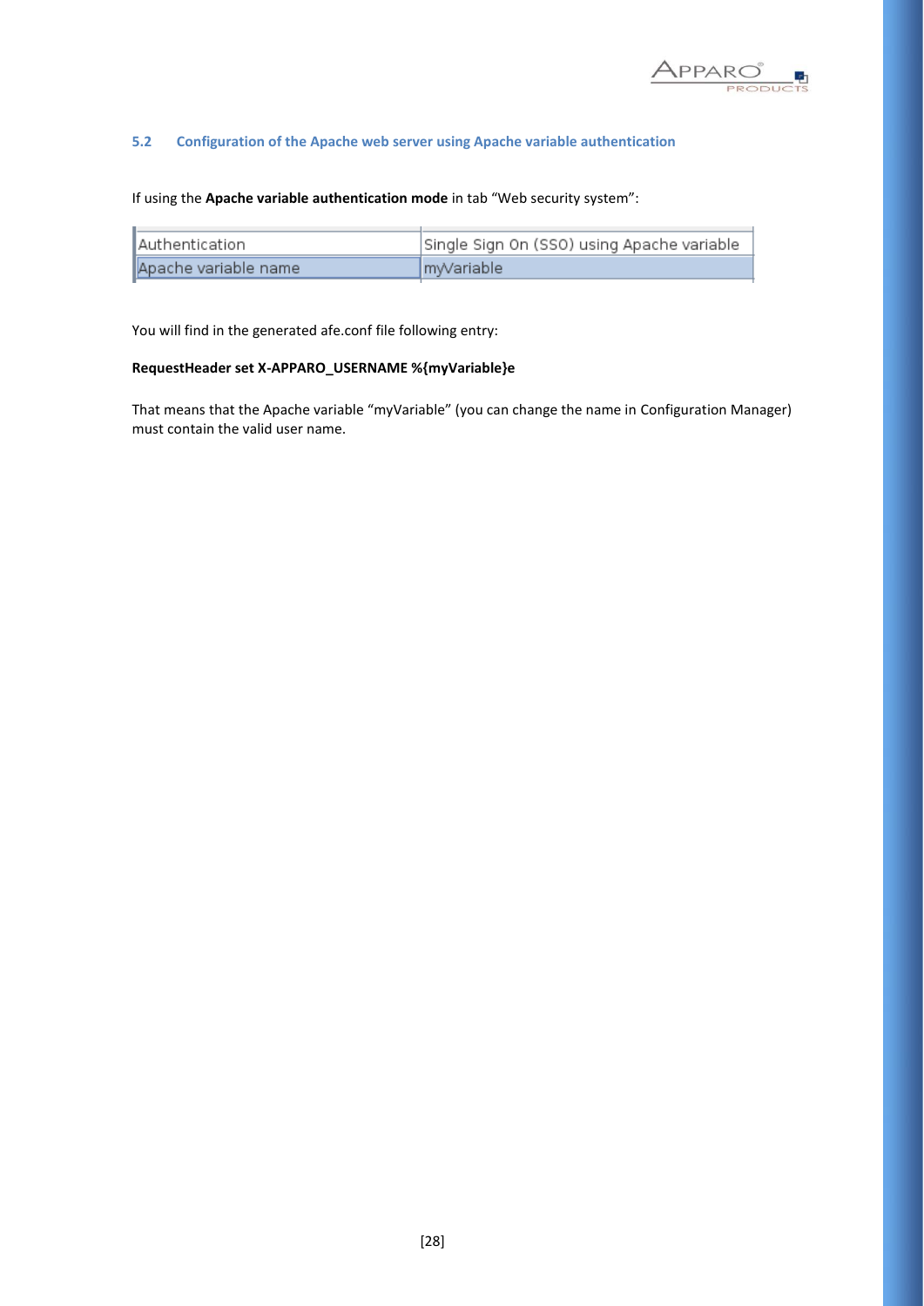## 5.2 Configuration of the Apache web server using Apache variable authentication

If using the **Apache variable authentication mode** in tab “Web security system”:

| Authentication | Single Sign On (SSO) using Apache variable |
|---|---|
| Apache variable name | myVariable |

You will find in the generated afe.conf file following entry:

**RequestHeader set X-APPARO_USERNAME %{myVariable}e**

That means that the Apache variable “myVariable” (you can change the name in Configuration Manager) must contain the valid user name.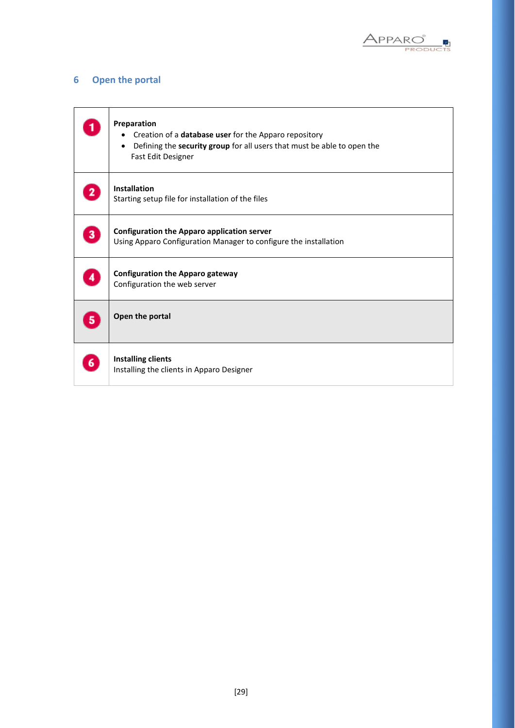# 6 Open the portal

| | |
|---|---|
| 1 | **Preparation**<br>• Creation of a **database user** for the Apparo repository<br>• Defining the **security group** for all users that must be able to open the Fast Edit Designer |
| 2 | **Installation**<br>Starting setup file for installation of the files |
| 3 | **Configuration the Apparo application server**<br>Using Apparo Configuration Manager to configure the installation |
| 4 | **Configuration the Apparo gateway**<br>Configuration the web server |
| 5 | **Open the portal** |
| 6 | **Installing clients**<br>Installing the clients in Apparo Designer |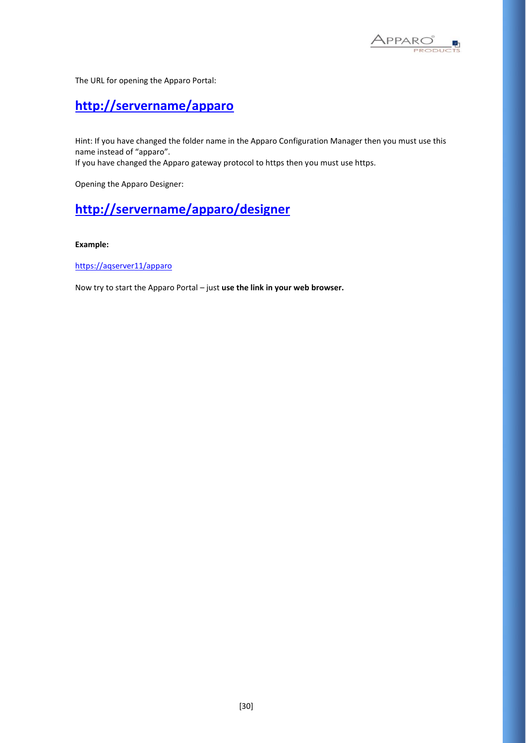The URL for opening the Apparo Portal:

**http://servername/apparo**

Hint: If you have changed the folder name in the Apparo Configuration Manager then you must use this name instead of “apparo”.
If you have changed the Apparo gateway protocol to https then you must use https.

Opening the Apparo Designer:

**http://servername/apparo/designer**

**Example:**

https://aqserver11/apparo

Now try to start the Apparo Portal – just **use the link in your web browser.**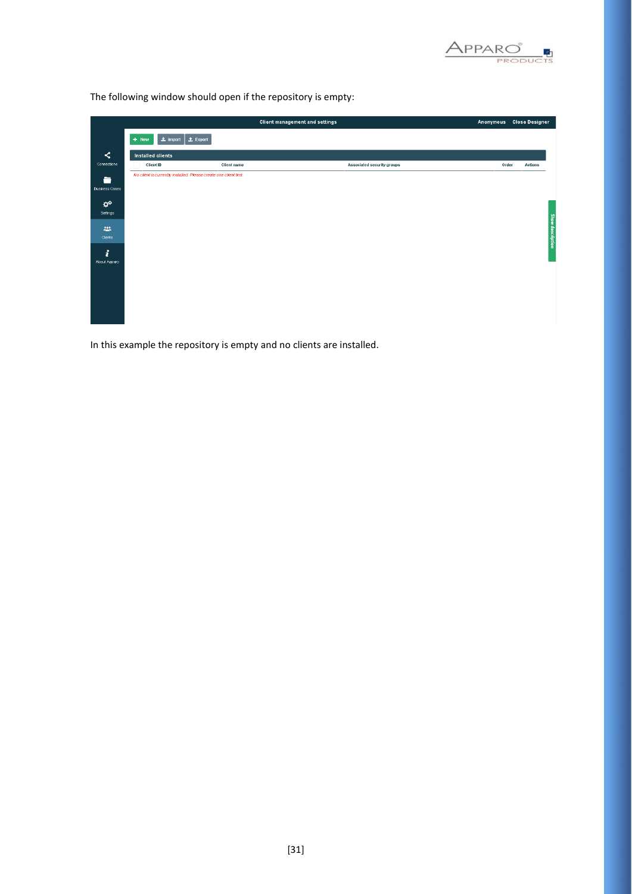The following window should open if the repository is empty:

In this example the repository is empty and no clients are installed.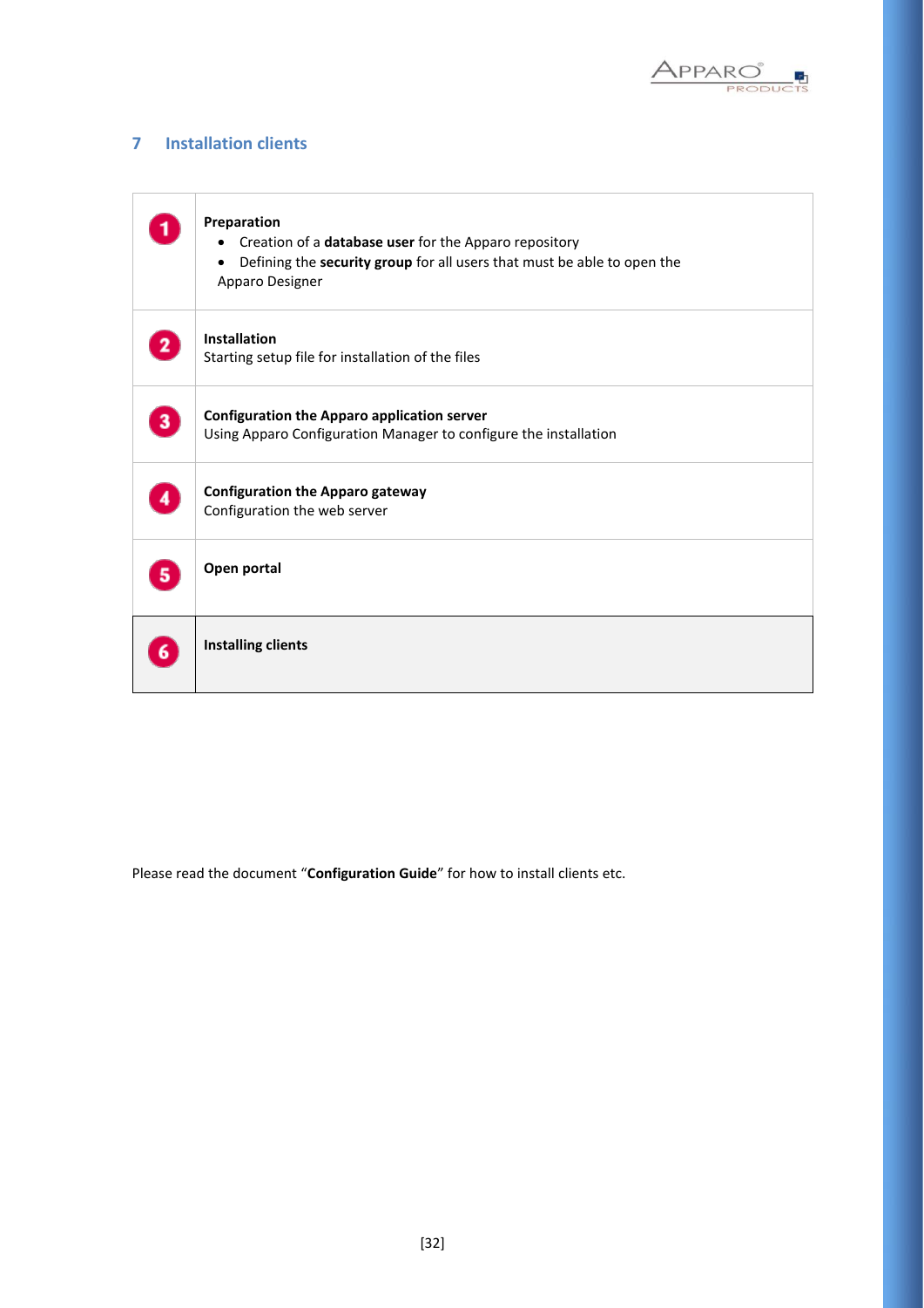# 7 Installation clients

| | |
|---|---|
| 1 | **Preparation**<br>• Creation of a **database user** for the Apparo repository<br>• Defining the **security group** for all users that must be able to open the Apparo Designer |
| 2 | **Installation**<br>Starting setup file for installation of the files |
| 3 | **Configuration the Apparo application server**<br>Using Apparo Configuration Manager to configure the installation |
| 4 | **Configuration the Apparo gateway**<br>Configuration the web server |
| 5 | **Open portal** |
| 6 | **Installing clients** |

Please read the document "**Configuration Guide**" for how to install clients etc.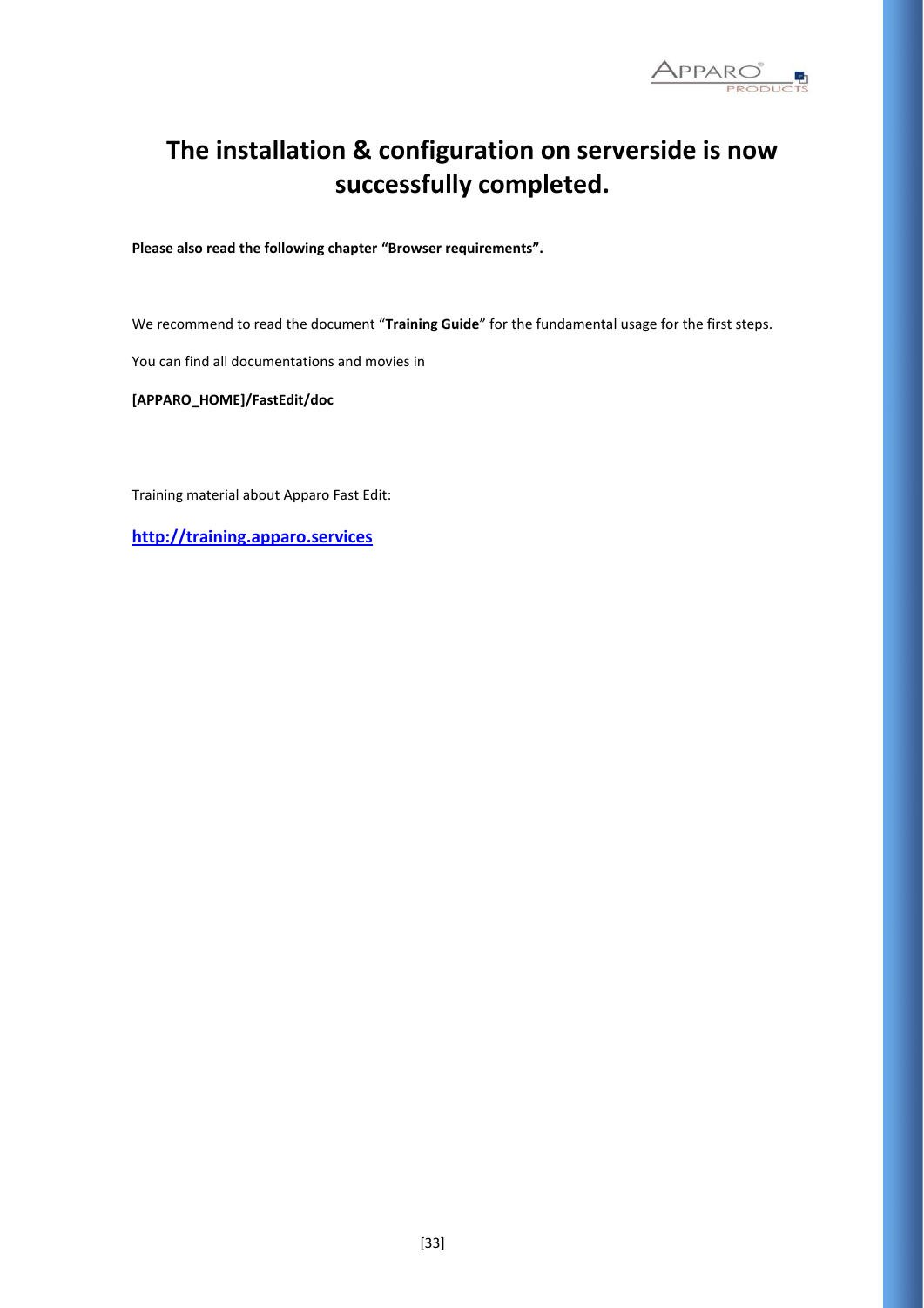# The installation & configuration on serverside is now successfully completed.

**Please also read the following chapter "Browser requirements".**

We recommend to read the document "**Training Guide**" for the fundamental usage for the first steps.

You can find all documentations and movies in

**[APPARO_HOME]/FastEdit/doc**

Training material about Apparo Fast Edit:

**http://training.apparo.services**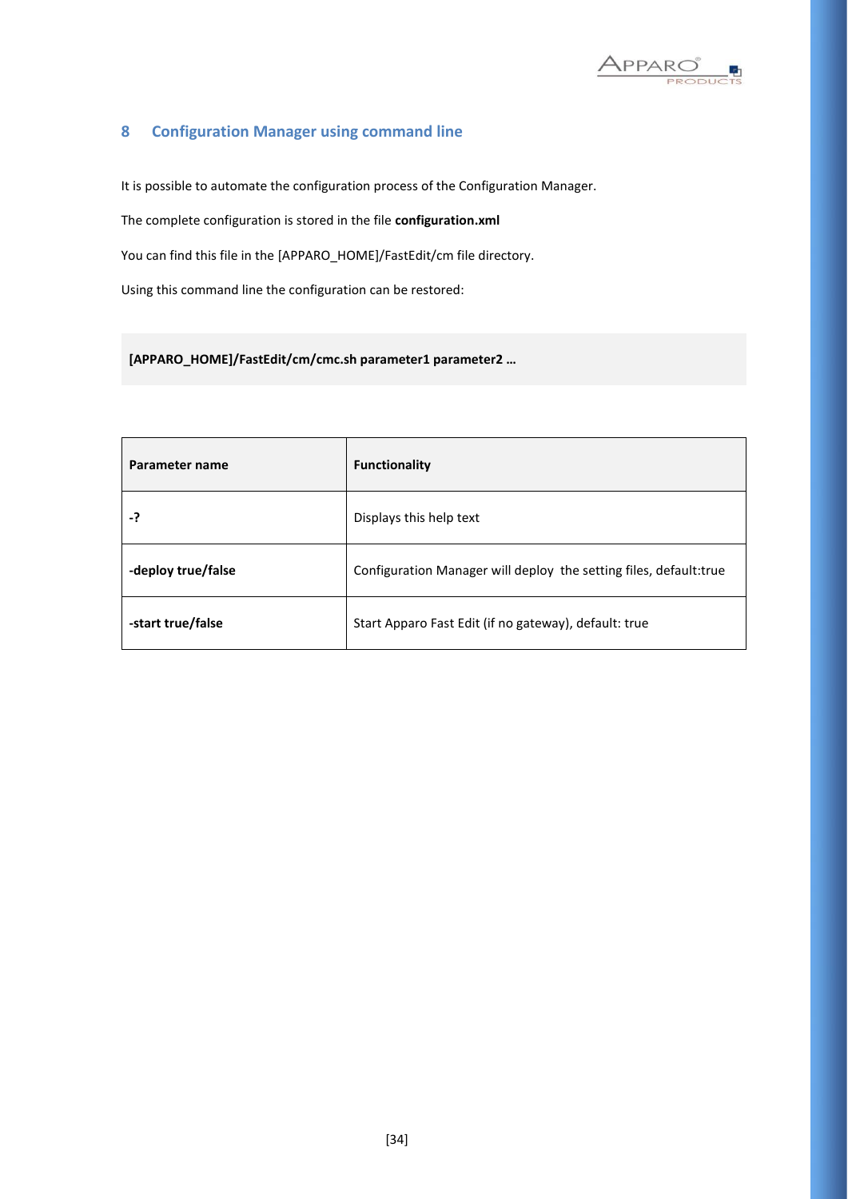# 8 Configuration Manager using command line

It is possible to automate the configuration process of the Configuration Manager.

The complete configuration is stored in the file **configuration.xml**

You can find this file in the [APPARO_HOME]/FastEdit/cm file directory.

Using this command line the configuration can be restored:

```
[APPARO_HOME]/FastEdit/cm/cmc.sh parameter1 parameter2 …
```

| Parameter name | Functionality |
|---|---|
| **-?** | Displays this help text |
| **-deploy true/false** | Configuration Manager will deploy the setting files, default:true |
| **-start true/false** | Start Apparo Fast Edit (if no gateway), default: true |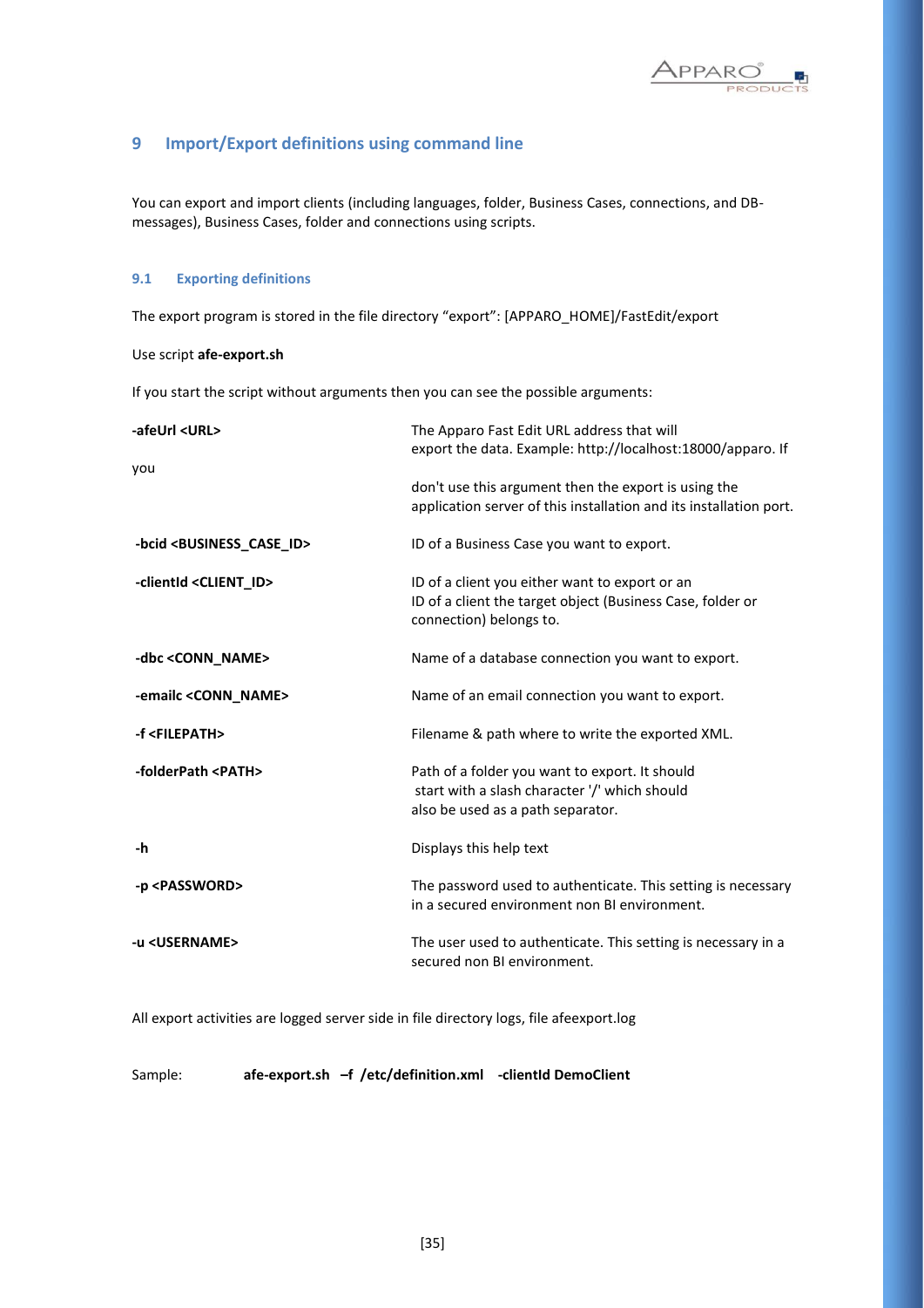## 9 Import/Export definitions using command line

You can export and import clients (including languages, folder, Business Cases, connections, and DB-messages), Business Cases, folder and connections using scripts.

### 9.1 Exporting definitions

The export program is stored in the file directory "export": [APPARO_HOME]/FastEdit/export

Use script **afe-export.sh**

If you start the script without arguments then you can see the possible arguments:

| | |
|---|---|
| **-afeUrl <URL>** you | The Apparo Fast Edit URL address that will export the data. Example: http://localhost:18000/apparo. If don't use this argument then the export is using the application server of this installation and its installation port. |
| **-bcid <BUSINESS_CASE_ID>** | ID of a Business Case you want to export. |
| **-clientId <CLIENT_ID>** | ID of a client you either want to export or an ID of a client the target object (Business Case, folder or connection) belongs to. |
| **-dbc <CONN_NAME>** | Name of a database connection you want to export. |
| **-emailc <CONN_NAME>** | Name of an email connection you want to export. |
| **-f <FILEPATH>** | Filename & path where to write the exported XML. |
| **-folderPath <PATH>** | Path of a folder you want to export. It should start with a slash character '/' which should also be used as a path separator. |
| **-h** | Displays this help text |
| **-p <PASSWORD>** | The password used to authenticate. This setting is necessary in a secured environment non BI environment. |
| **-u <USERNAME>** | The user used to authenticate. This setting is necessary in a secured non BI environment. |

All export activities are logged server side in file directory logs, file afeexport.log

Sample: **afe-export.sh –f /etc/definition.xml -clientId DemoClient**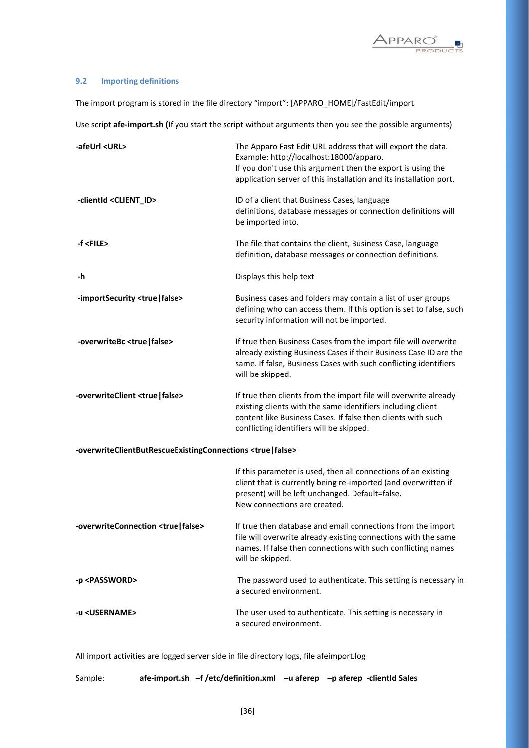### 9.2 Importing definitions

The import program is stored in the file directory “import”: [APPARO_HOME]/FastEdit/import

Use script **afe-import.sh (**If you start the script without arguments then you see the possible arguments)

| | |
|---|---|
| **-afeUrl <URL>** | The Apparo Fast Edit URL address that will export the data. Example: http://localhost:18000/apparo. If you don't use this argument then the export is using the application server of this installation and its installation port. |
| **-clientId <CLIENT_ID>** | ID of a client that Business Cases, language definitions, database messages or connection definitions will be imported into. |
| **-f <FILE>** | The file that contains the client, Business Case, language definition, database messages or connection definitions. |
| **-h** | Displays this help text |
| **-importSecurity <true\|false>** | Business cases and folders may contain a list of user groups defining who can access them. If this option is set to false, such security information will not be imported. |
| **-overwriteBc <true\|false>** | If true then Business Cases from the import file will overwrite already existing Business Cases if their Business Case ID are the same. If false, Business Cases with such conflicting identifiers will be skipped. |
| **-overwriteClient <true\|false>** | If true then clients from the import file will overwrite already existing clients with the same identifiers including client content like Business Cases. If false then clients with such conflicting identifiers will be skipped. |
| **-overwriteClientButRescueExistingConnections <true\|false>** | If this parameter is used, then all connections of an existing client that is currently being re-imported (and overwritten if present) will be left unchanged. Default=false. New connections are created. |
| **-overwriteConnection <true\|false>** | If true then database and email connections from the import file will overwrite already existing connections with the same names. If false then connections with such conflicting names will be skipped. |
| **-p <PASSWORD>** | The password used to authenticate. This setting is necessary in a secured environment. |
| **-u <USERNAME>** | The user used to authenticate. This setting is necessary in a secured environment. |

All import activities are logged server side in file directory logs, file afeimport.log

Sample: **afe-import.sh –f /etc/definition.xml –u aferep –p aferep -clientId Sales**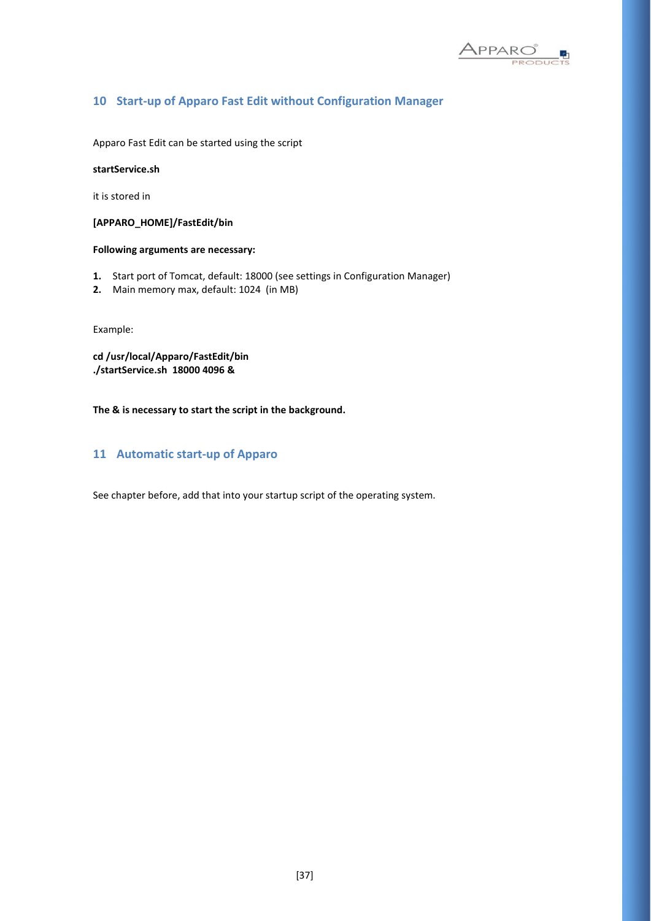## 10 Start-up of Apparo Fast Edit without Configuration Manager

Apparo Fast Edit can be started using the script

**startService.sh**

it is stored in

**[APPARO_HOME]/FastEdit/bin**

**Following arguments are necessary:**

1. Start port of Tomcat, default: 18000 (see settings in Configuration Manager)
2. Main memory max, default: 1024 (in MB)

Example:

**cd /usr/local/Apparo/FastEdit/bin**
**./startService.sh 18000 4096 &**

**The & is necessary to start the script in the background.**

## 11 Automatic start-up of Apparo

See chapter before, add that into your startup script of the operating system.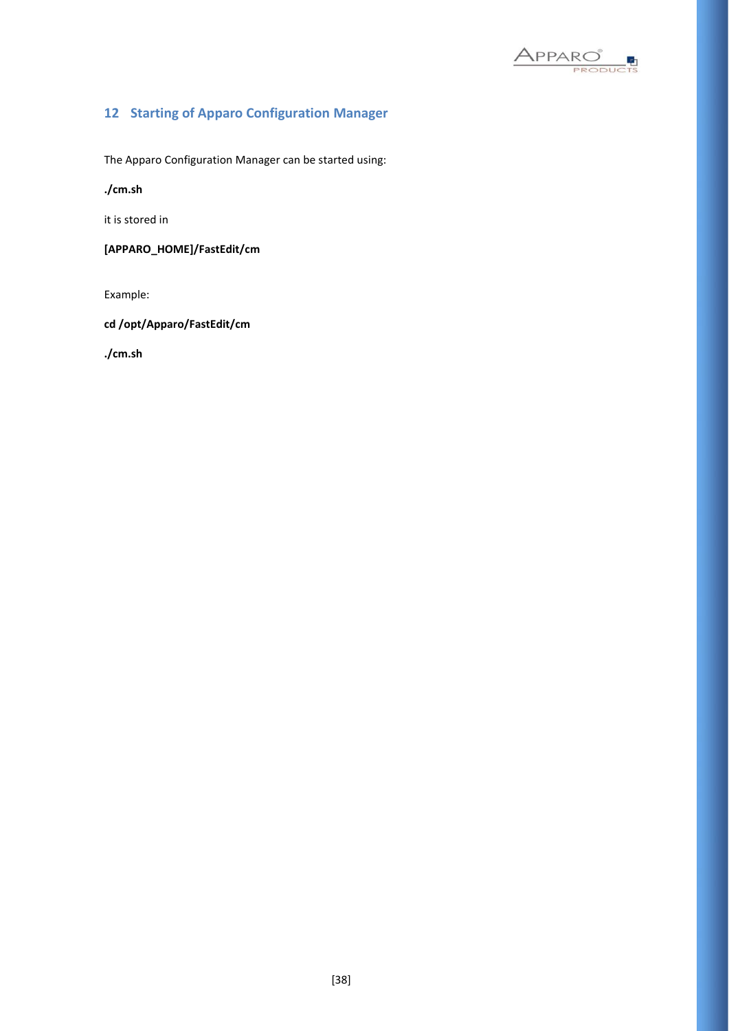# 12 Starting of Apparo Configuration Manager

The Apparo Configuration Manager can be started using:

**./cm.sh**

it is stored in

**[APPARO_HOME]/FastEdit/cm**

Example:

**cd /opt/Apparo/FastEdit/cm**

**./cm.sh**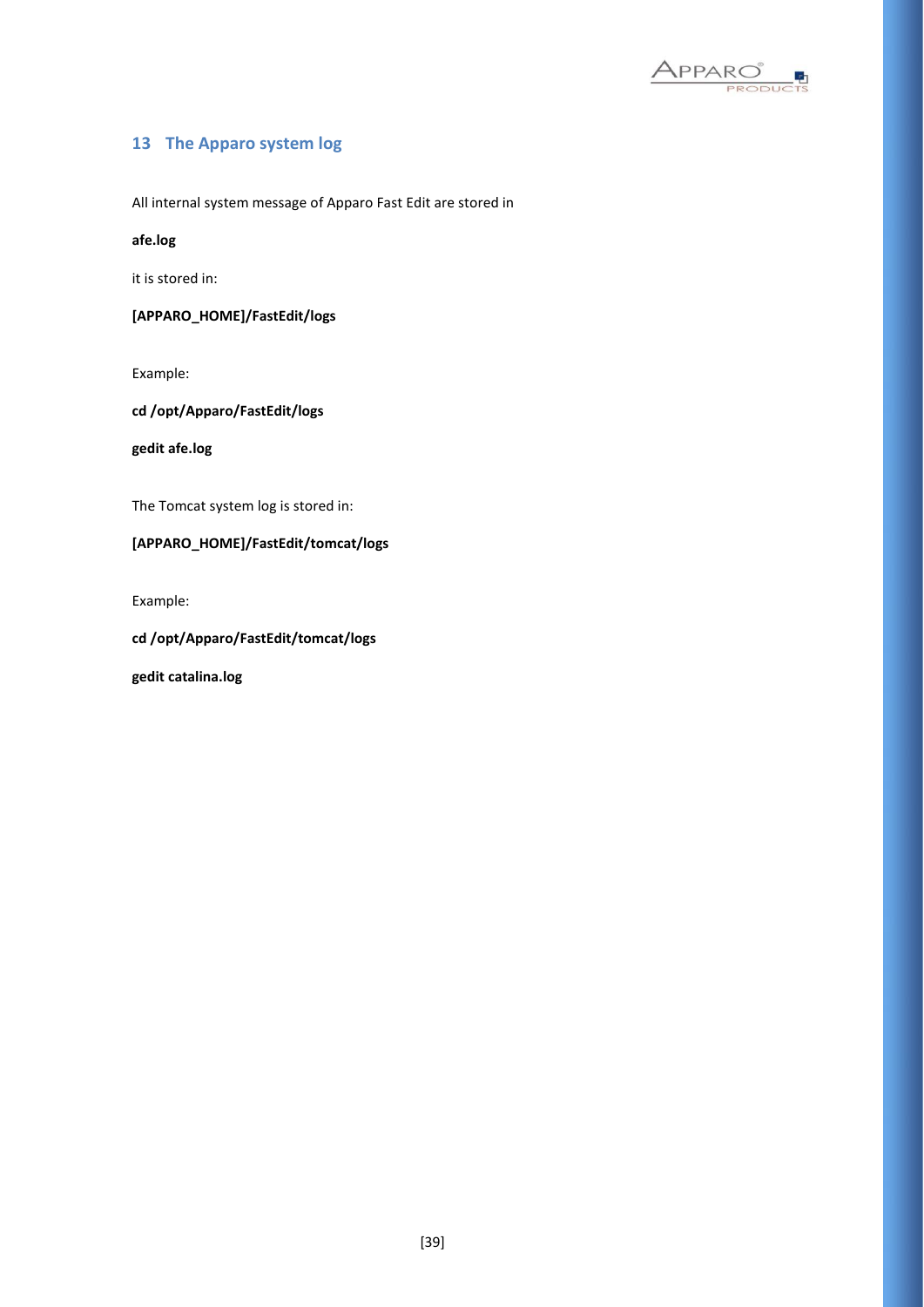## 13 The Apparo system log

All internal system message of Apparo Fast Edit are stored in

**afe.log**

it is stored in:

**[APPARO_HOME]/FastEdit/logs**

Example:

**cd /opt/Apparo/FastEdit/logs**

**gedit afe.log**

The Tomcat system log is stored in:

**[APPARO_HOME]/FastEdit/tomcat/logs**

Example:

**cd /opt/Apparo/FastEdit/tomcat/logs**

**gedit catalina.log**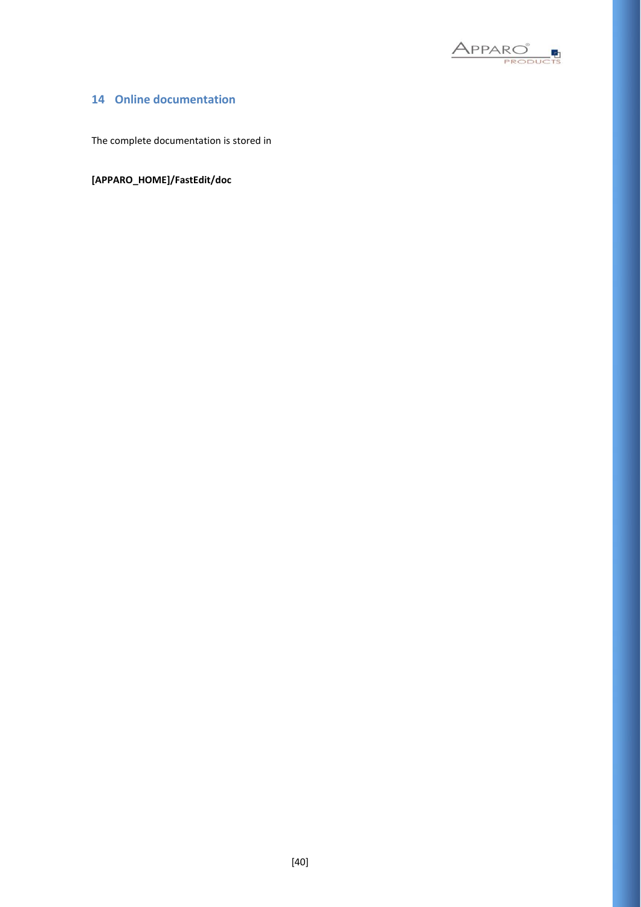## 14 Online documentation

The complete documentation is stored in

**[APPARO_HOME]/FastEdit/doc**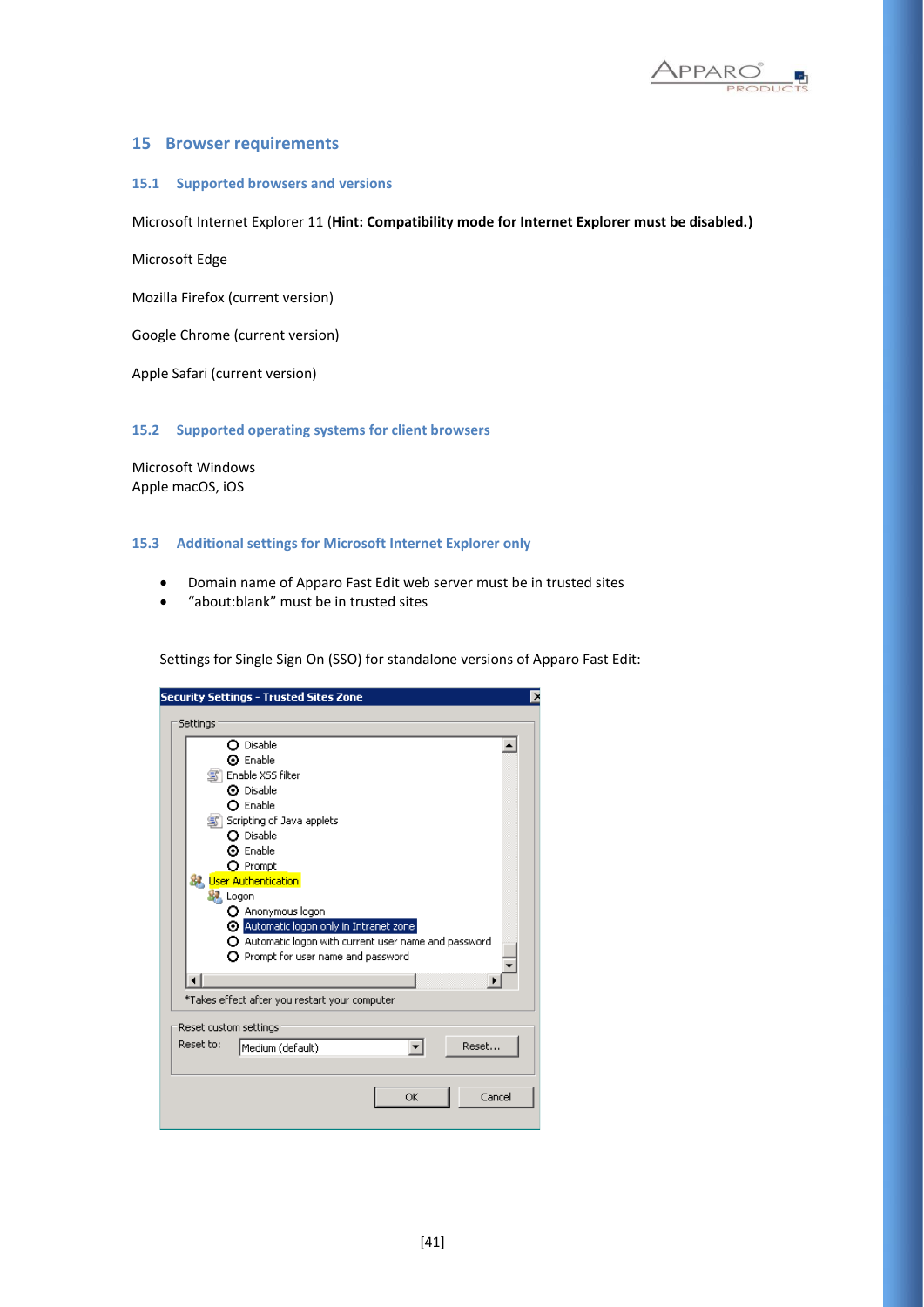# 15 Browser requirements

## 15.1 Supported browsers and versions

Microsoft Internet Explorer 11 (**Hint: Compatibility mode for Internet Explorer must be disabled.)**

Microsoft Edge

Mozilla Firefox (current version)

Google Chrome (current version)

Apple Safari (current version)

## 15.2 Supported operating systems for client browsers

Microsoft Windows
Apple macOS, iOS

## 15.3 Additional settings for Microsoft Internet Explorer only

- Domain name of Apparo Fast Edit web server must be in trusted sites
- "about:blank" must be in trusted sites

Settings for Single Sign On (SSO) for standalone versions of Apparo Fast Edit: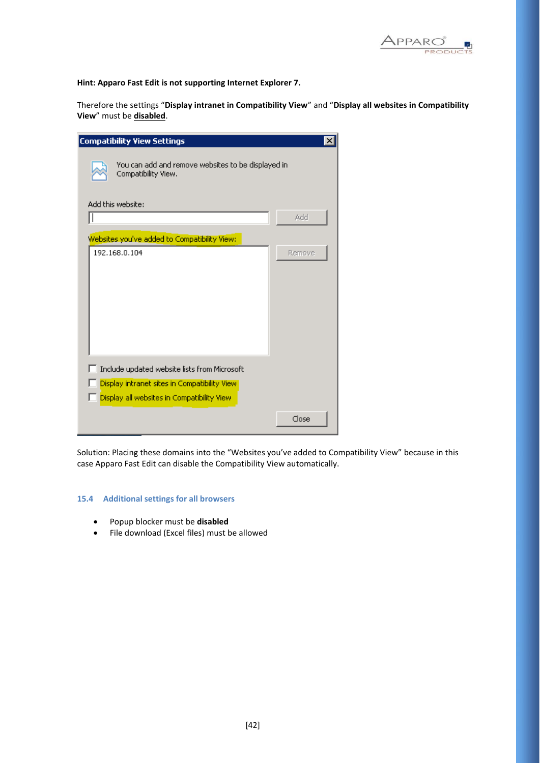**Hint: Apparo Fast Edit is not supporting Internet Explorer 7.**

Therefore the settings "**Display intranet in Compatibility View**" and "**Display all websites in Compatibility View**" must be **disabled**.

Solution: Placing these domains into the "Websites you've added to Compatibility View" because in this case Apparo Fast Edit can disable the Compatibility View automatically.

### 15.4 Additional settings for all browsers

- Popup blocker must be **disabled**
- File download (Excel files) must be allowed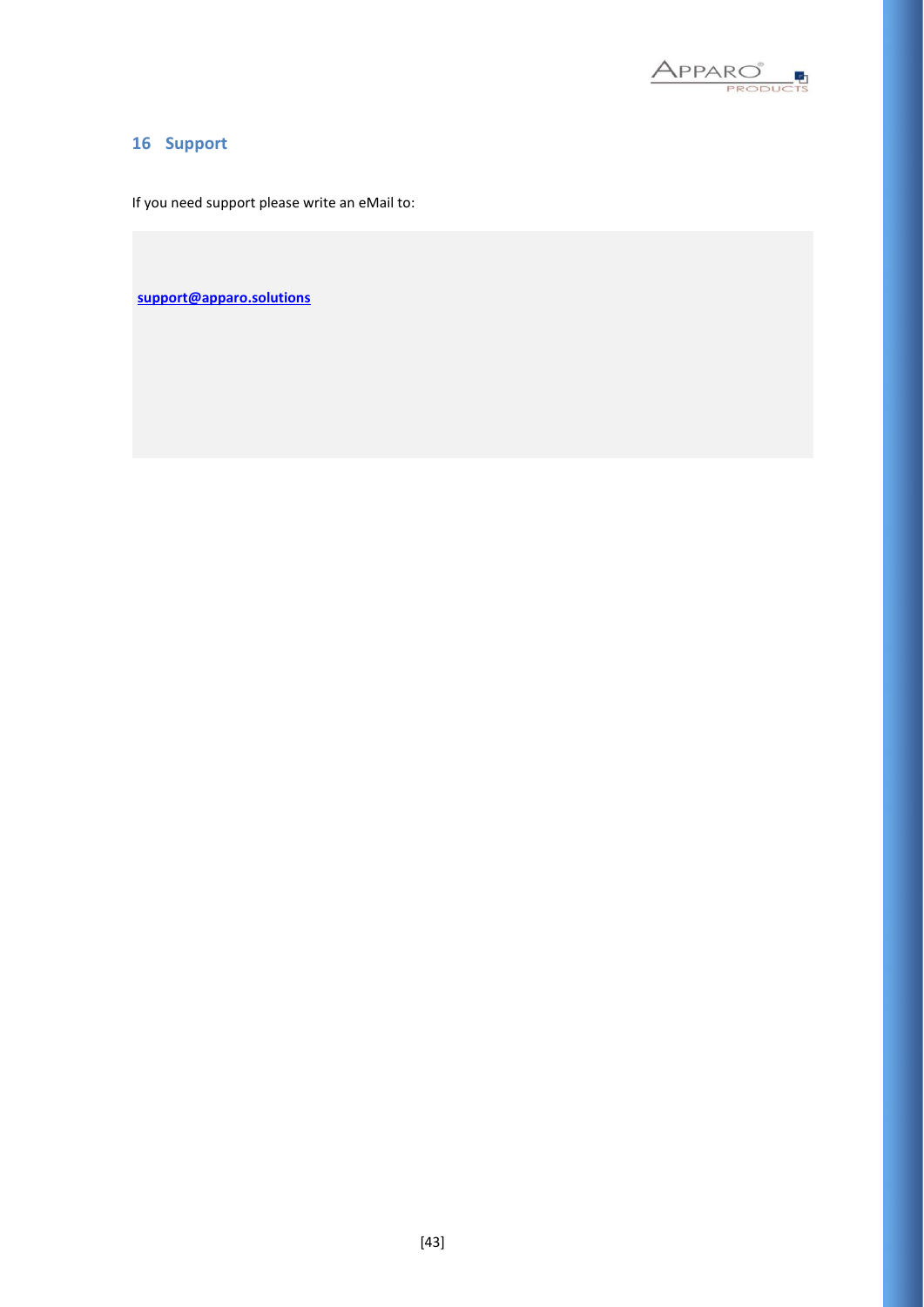## 16 Support

If you need support please write an eMail to:

**support@apparo.solutions**